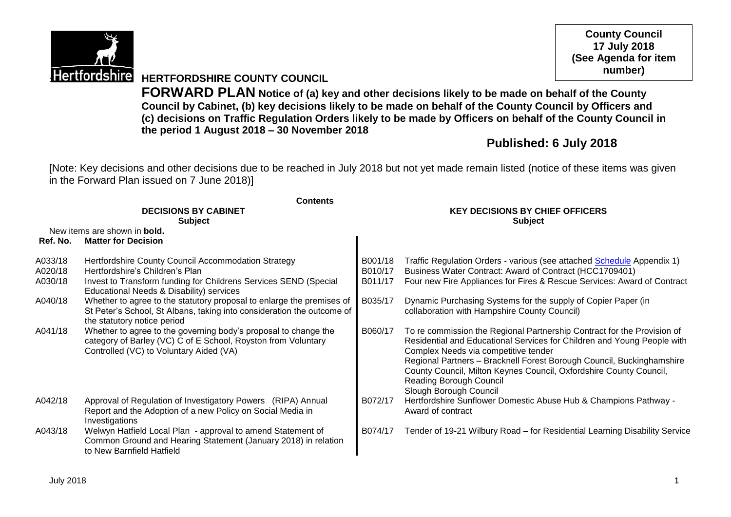**County Council**
**17 July 2018**
**(See Agenda for item number)**

# HERTFORDSHIRE COUNTY COUNCIL

**FORWARD PLAN Notice of (a) key and other decisions likely to be made on behalf of the County Council by Cabinet, (b) key decisions likely to be made on behalf of the County Council by Officers and (c) decisions on Traffic Regulation Orders likely to be made by Officers on behalf of the County Council in the period 1 August 2018 – 30 November 2018**

## Published: 6 July 2018

[Note: Key decisions and other decisions due to be reached in July 2018 but not yet made remain listed (notice of these items was given in the Forward Plan issued on 7 June 2018)]

**Contents**

| **DECISIONS BY CABINET** | | **KEY DECISIONS BY CHIEF OFFICERS** | |
|---|---|---|---|
| | **Subject** | | **Subject** |
| New items are shown in **bold**. | | | |
| **Ref. No.** | **Matter for Decision** | | |
| A033/18 | Hertfordshire County Council Accommodation Strategy | B001/18 | Traffic Regulation Orders - various (see attached Schedule Appendix 1) |
| A020/18 | Hertfordshire's Children's Plan | B010/17 | Business Water Contract: Award of Contract (HCC1709401) |
| A030/18 | Invest to Transform funding for Childrens Services SEND (Special Educational Needs & Disability) services | B011/17 | Four new Fire Appliances for Fires & Rescue Services: Award of Contract |
| A040/18 | Whether to agree to the statutory proposal to enlarge the premises of St Peter's School, St Albans, taking into consideration the outcome of the statutory notice period | B035/17 | Dynamic Purchasing Systems for the supply of Copier Paper (in collaboration with Hampshire County Council) |
| A041/18 | Whether to agree to the governing body's proposal to change the category of Barley (VC) C of E School, Royston from Voluntary Controlled (VC) to Voluntary Aided (VA) | B060/17 | To re commission the Regional Partnership Contract for the Provision of Residential and Educational Services for Children and Young People with Complex Needs via competitive tender<br>Regional Partners – Bracknell Forest Borough Council, Buckinghamshire County Council, Milton Keynes Council, Oxfordshire County Council, Reading Borough Council<br>Slough Borough Council |
| A042/18 | Approval of Regulation of Investigatory Powers (RIPA) Annual Report and the Adoption of a new Policy on Social Media in Investigations | B072/17 | Hertfordshire Sunflower Domestic Abuse Hub & Champions Pathway - Award of contract |
| A043/18 | Welwyn Hatfield Local Plan - approval to amend Statement of Common Ground and Hearing Statement (January 2018) in relation to New Barnfield Hatfield | B074/17 | Tender of 19-21 Wilbury Road – for Residential Learning Disability Service |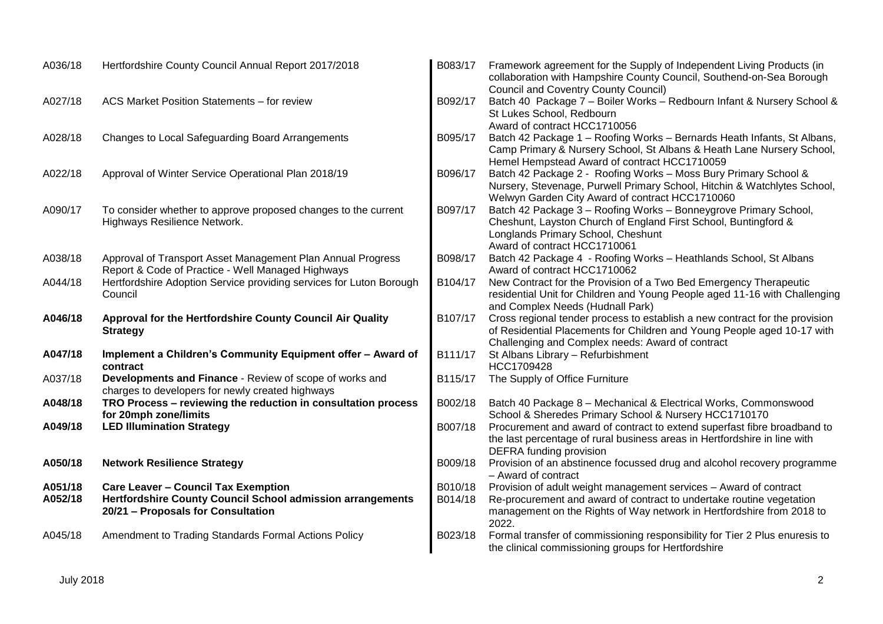| | |
|---|---|
| A036/18 | Hertfordshire County Council Annual Report 2017/2018 |
| A027/18 | ACS Market Position Statements – for review |
| A028/18 | Changes to Local Safeguarding Board Arrangements |
| A022/18 | Approval of Winter Service Operational Plan 2018/19 |
| A090/17 | To consider whether to approve proposed changes to the current Highways Resilience Network. |
| A038/18 | Approval of Transport Asset Management Plan Annual Progress Report & Code of Practice - Well Managed Highways |
| A044/18 | Hertfordshire Adoption Service providing services for Luton Borough Council |
| **A046/18** | **Approval for the Hertfordshire County Council Air Quality Strategy** |
| **A047/18** | **Implement a Children's Community Equipment offer – Award of contract** |
| A037/18 | **Developments and Finance** - Review of scope of works and charges to developers for newly created highways |
| **A048/18** | **TRO Process – reviewing the reduction in consultation process for 20mph zone/limits** |
| **A049/18** | **LED Illumination Strategy** |
| **A050/18** | **Network Resilience Strategy** |
| **A051/18** | **Care Leaver – Council Tax Exemption** |
| **A052/18** | **Hertfordshire County Council School admission arrangements 20/21 – Proposals for Consultation** |
| A045/18 | Amendment to Trading Standards Formal Actions Policy |

| | |
|---|---|
| B083/17 | Framework agreement for the Supply of Independent Living Products (in collaboration with Hampshire County Council, Southend-on-Sea Borough Council and Coventry County Council) |
| B092/17 | Batch 40 Package 7 – Boiler Works – Redbourn Infant & Nursery School & St Lukes School, Redbourn Award of contract HCC1710056 |
| B095/17 | Batch 42 Package 1 – Roofing Works – Bernards Heath Infants, St Albans, Camp Primary & Nursery School, St Albans & Heath Lane Nursery School, Hemel Hempstead Award of contract HCC1710059 |
| B096/17 | Batch 42 Package 2 - Roofing Works – Moss Bury Primary School & Nursery, Stevenage, Purwell Primary School, Hitchin & Watchlytes School, Welwyn Garden City Award of contract HCC1710060 |
| B097/17 | Batch 42 Package 3 – Roofing Works – Bonneygrove Primary School, Cheshunt, Layston Church of England First School, Buntingford & Longlands Primary School, Cheshunt Award of contract HCC1710061 |
| B098/17 | Batch 42 Package 4 - Roofing Works – Heathlands School, St Albans Award of contract HCC1710062 |
| B104/17 | New Contract for the Provision of a Two Bed Emergency Therapeutic residential Unit for Children and Young People aged 11-16 with Challenging and Complex Needs (Hudnall Park) |
| B107/17 | Cross regional tender process to establish a new contract for the provision of Residential Placements for Children and Young People aged 10-17 with Challenging and Complex needs: Award of contract |
| B111/17 | St Albans Library – Refurbishment HCC1709428 |
| B115/17 | The Supply of Office Furniture |
| B002/18 | Batch 40 Package 8 – Mechanical & Electrical Works, Commonswood School & Sheredes Primary School & Nursery HCC1710170 |
| B007/18 | Procurement and award of contract to extend superfast fibre broadband to the last percentage of rural business areas in Hertfordshire in line with DEFRA funding provision |
| B009/18 | Provision of an abstinence focussed drug and alcohol recovery programme – Award of contract |
| B010/18 | Provision of adult weight management services – Award of contract |
| B014/18 | Re-procurement and award of contract to undertake routine vegetation management on the Rights of Way network in Hertfordshire from 2018 to 2022. |
| B023/18 | Formal transfer of commissioning responsibility for Tier 2 Plus enuresis to the clinical commissioning groups for Hertfordshire |

July 2018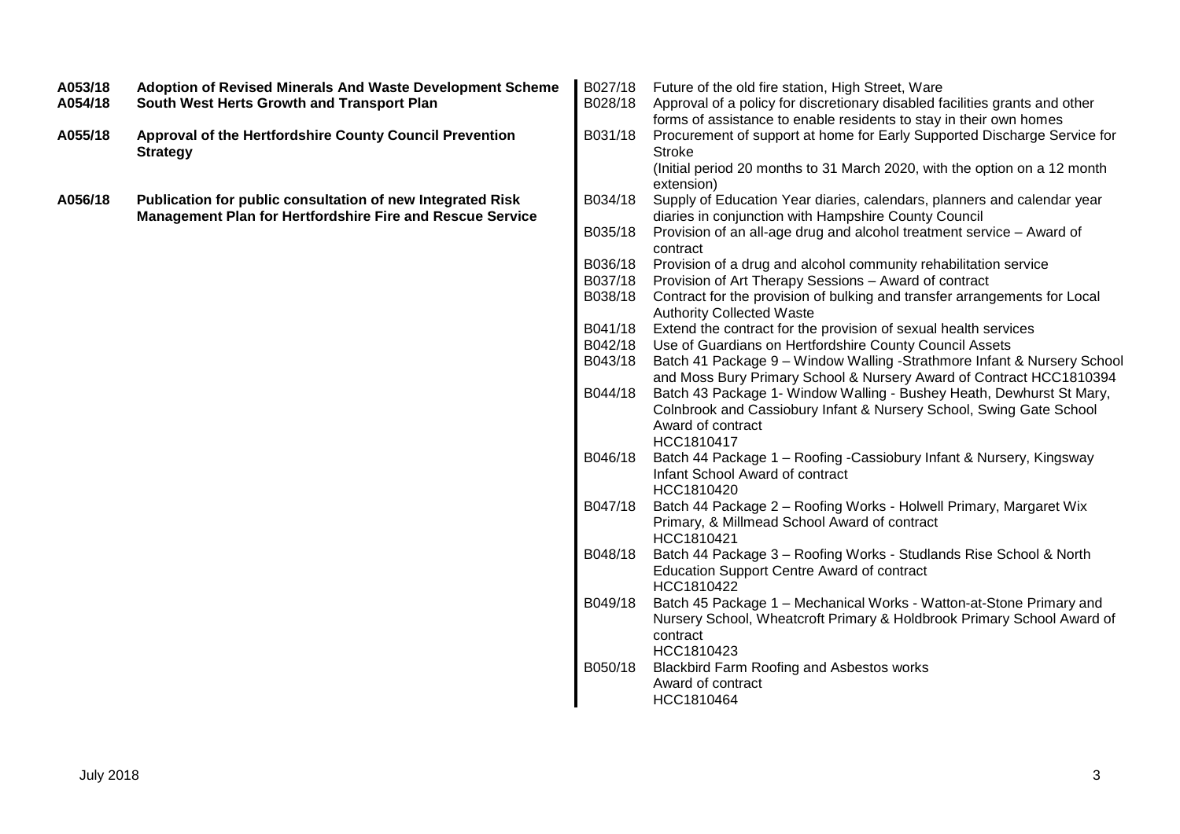| | |
|---|---|
| **A053/18** | **Adoption of Revised Minerals And Waste Development Scheme** |
| **A054/18** | **South West Herts Growth and Transport Plan** |
| **A055/18** | **Approval of the Hertfordshire County Council Prevention Strategy** |
| **A056/18** | **Publication for public consultation of new Integrated Risk Management Plan for Hertfordshire Fire and Rescue Service** |

| | |
|---|---|
| B027/18 | Future of the old fire station, High Street, Ware |
| B028/18 | Approval of a policy for discretionary disabled facilities grants and other forms of assistance to enable residents to stay in their own homes |
| B031/18 | Procurement of support at home for Early Supported Discharge Service for Stroke (Initial period 20 months to 31 March 2020, with the option on a 12 month extension) |
| B034/18 | Supply of Education Year diaries, calendars, planners and calendar year diaries in conjunction with Hampshire County Council |
| B035/18 | Provision of an all-age drug and alcohol treatment service – Award of contract |
| B036/18 | Provision of a drug and alcohol community rehabilitation service |
| B037/18 | Provision of Art Therapy Sessions – Award of contract |
| B038/18 | Contract for the provision of bulking and transfer arrangements for Local Authority Collected Waste |
| B041/18 | Extend the contract for the provision of sexual health services |
| B042/18 | Use of Guardians on Hertfordshire County Council Assets |
| B043/18 | Batch 41 Package 9 – Window Walling -Strathmore Infant & Nursery School and Moss Bury Primary School & Nursery Award of Contract HCC1810394 |
| B044/18 | Batch 43 Package 1- Window Walling - Bushey Heath, Dewhurst St Mary, Colnbrook and Cassiobury Infant & Nursery School, Swing Gate School Award of contract HCC1810417 |
| B046/18 | Batch 44 Package 1 – Roofing -Cassiobury Infant & Nursery, Kingsway Infant School Award of contract HCC1810420 |
| B047/18 | Batch 44 Package 2 – Roofing Works - Holwell Primary, Margaret Wix Primary, & Millmead School Award of contract HCC1810421 |
| B048/18 | Batch 44 Package 3 – Roofing Works - Studlands Rise School & North Education Support Centre Award of contract HCC1810422 |
| B049/18 | Batch 45 Package 1 – Mechanical Works - Watton-at-Stone Primary and Nursery School, Wheatcroft Primary & Holdbrook Primary School Award of contract HCC1810423 |
| B050/18 | Blackbird Farm Roofing and Asbestos works Award of contract HCC1810464 |

July 2018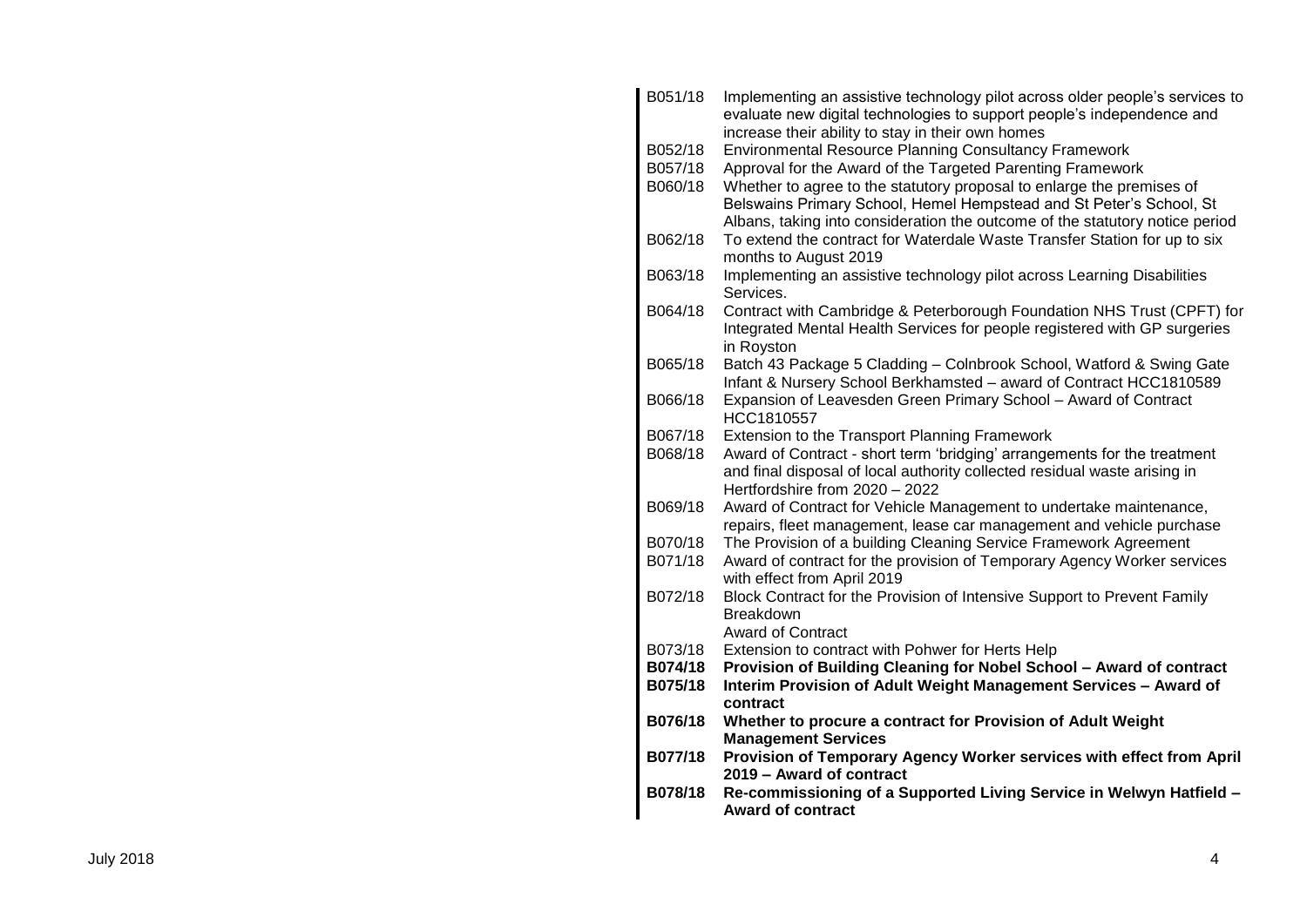| | |
|---|---|
| B051/18 | Implementing an assistive technology pilot across older people's services to evaluate new digital technologies to support people's independence and increase their ability to stay in their own homes |
| B052/18 | Environmental Resource Planning Consultancy Framework |
| B057/18 | Approval for the Award of the Targeted Parenting Framework |
| B060/18 | Whether to agree to the statutory proposal to enlarge the premises of Belswains Primary School, Hemel Hempstead and St Peter's School, St Albans, taking into consideration the outcome of the statutory notice period |
| B062/18 | To extend the contract for Waterdale Waste Transfer Station for up to six months to August 2019 |
| B063/18 | Implementing an assistive technology pilot across Learning Disabilities Services. |
| B064/18 | Contract with Cambridge & Peterborough Foundation NHS Trust (CPFT) for Integrated Mental Health Services for people registered with GP surgeries in Royston |
| B065/18 | Batch 43 Package 5 Cladding – Colnbrook School, Watford & Swing Gate Infant & Nursery School Berkhamsted – award of Contract HCC1810589 |
| B066/18 | Expansion of Leavesden Green Primary School – Award of Contract HCC1810557 |
| B067/18 | Extension to the Transport Planning Framework |
| B068/18 | Award of Contract - short term 'bridging' arrangements for the treatment and final disposal of local authority collected residual waste arising in Hertfordshire from 2020 – 2022 |
| B069/18 | Award of Contract for Vehicle Management to undertake maintenance, repairs, fleet management, lease car management and vehicle purchase |
| B070/18 | The Provision of a building Cleaning Service Framework Agreement |
| B071/18 | Award of contract for the provision of Temporary Agency Worker services with effect from April 2019 |
| B072/18 | Block Contract for the Provision of Intensive Support to Prevent Family Breakdown<br>Award of Contract |
| B073/18 | Extension to contract with Pohwer for Herts Help |
| **B074/18** | **Provision of Building Cleaning for Nobel School – Award of contract** |
| **B075/18** | **Interim Provision of Adult Weight Management Services – Award of contract** |
| **B076/18** | **Whether to procure a contract for Provision of Adult Weight Management Services** |
| **B077/18** | **Provision of Temporary Agency Worker services with effect from April 2019 – Award of contract** |
| **B078/18** | **Re-commissioning of a Supported Living Service in Welwyn Hatfield – Award of contract** |

July 2018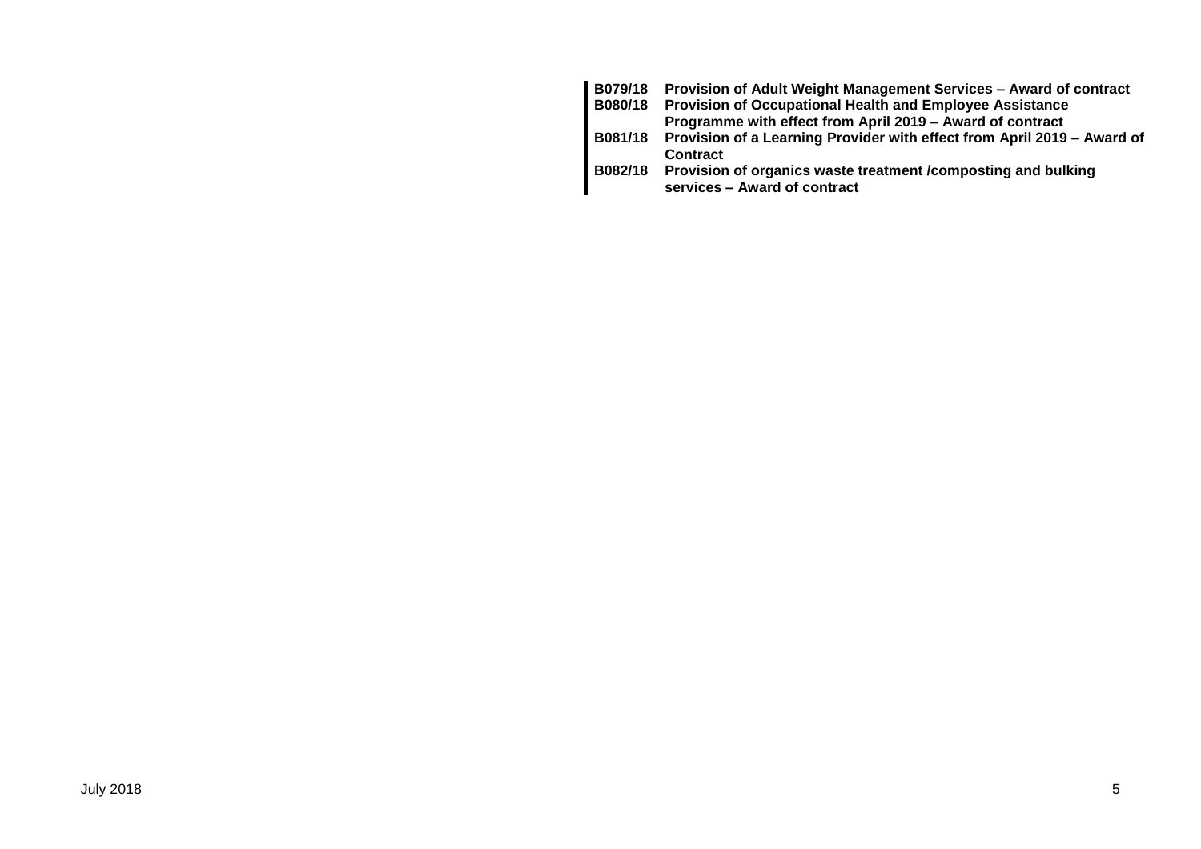| | |
|---|---|
| **B079/18** | **Provision of Adult Weight Management Services – Award of contract** |
| **B080/18** | **Provision of Occupational Health and Employee Assistance Programme with effect from April 2019 – Award of contract** |
| **B081/18** | **Provision of a Learning Provider with effect from April 2019 – Award of Contract** |
| **B082/18** | **Provision of organics waste treatment /composting and bulking services – Award of contract** |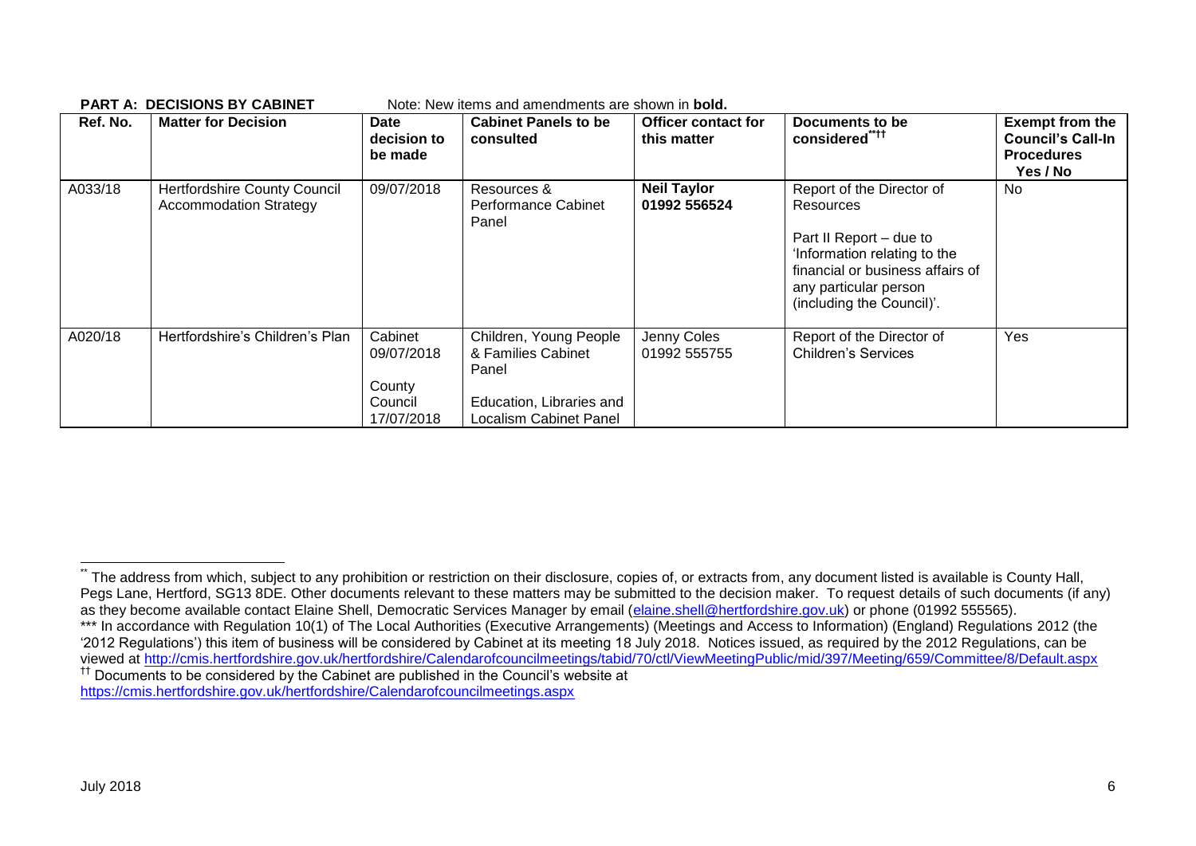**PART A: DECISIONS BY CABINET** Note: New items and amendments are shown in **bold.**

| Ref. No. | Matter for Decision | Date decision to be made | Cabinet Panels to be consulted | Officer contact for this matter | Documents to be considered[\*\*††] | Exempt from the Council's Call-In Procedures Yes / No |
|---|---|---|---|---|---|---|
| A033/18 | Hertfordshire County Council Accommodation Strategy | 09/07/2018 | Resources & Performance Cabinet Panel | **Neil Taylor 01992 556524** | Report of the Director of Resources<br><br>Part II Report – due to 'Information relating to the financial or business affairs of any particular person (including the Council)'. | No |
| A020/18 | Hertfordshire's Children's Plan | Cabinet 09/07/2018<br><br>County Council 17/07/2018 | Children, Young People & Families Cabinet Panel<br><br>Education, Libraries and Localism Cabinet Panel | Jenny Coles 01992 555755 | Report of the Director of Children's Services | Yes |

---

[\*\*] The address from which, subject to any prohibition or restriction on their disclosure, copies of, or extracts from, any document listed is available is County Hall, Pegs Lane, Hertford, SG13 8DE. Other documents relevant to these matters may be submitted to the decision maker. To request details of such documents (if any) as they become available contact Elaine Shell, Democratic Services Manager by email (elaine.shell@hertfordshire.gov.uk) or phone (01992 555565).

\*\*\* In accordance with Regulation 10(1) of The Local Authorities (Executive Arrangements) (Meetings and Access to Information) (England) Regulations 2012 (the '2012 Regulations') this item of business will be considered by Cabinet at its meeting 18 July 2018. Notices issued, as required by the 2012 Regulations, can be viewed at http://cmis.hertfordshire.gov.uk/hertfordshire/Calendarofcouncilmeetings/tabid/70/ctl/ViewMeetingPublic/mid/397/Meeting/659/Committee/8/Default.aspx

[††] Documents to be considered by the Cabinet are published in the Council's website at https://cmis.hertfordshire.gov.uk/hertfordshire/Calendarofcouncilmeetings.aspx

July 2018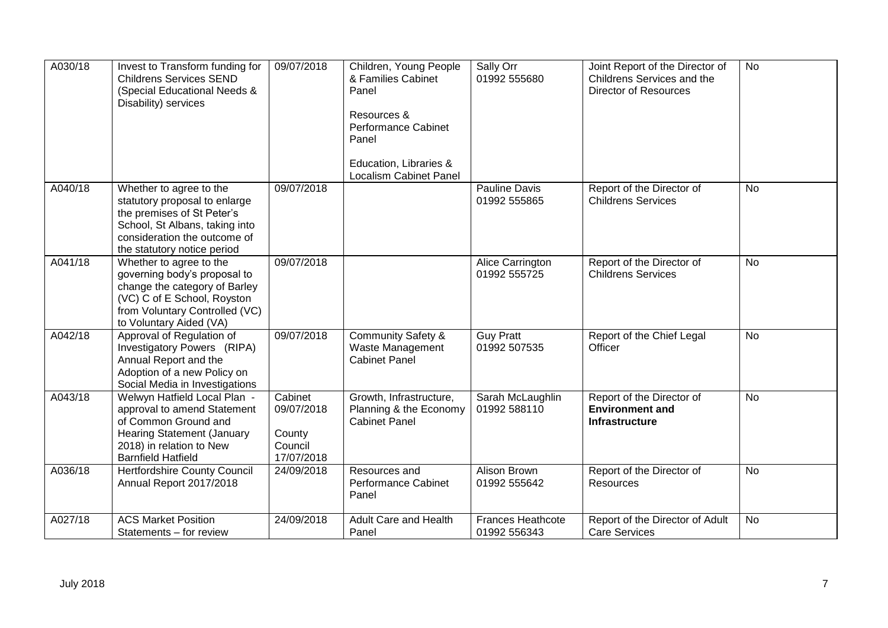| A030/18 | Invest to Transform funding for Childrens Services SEND (Special Educational Needs & Disability) services | 09/07/2018 | Children, Young People & Families Cabinet Panel<br><br>Resources & Performance Cabinet Panel<br><br>Education, Libraries & Localism Cabinet Panel | Sally Orr<br>01992 555680 | Joint Report of the Director of Childrens Services and the Director of Resources | No |
|---|---|---|---|---|---|---|
| A040/18 | Whether to agree to the statutory proposal to enlarge the premises of St Peter's School, St Albans, taking into consideration the outcome of the statutory notice period | 09/07/2018 | | Pauline Davis<br>01992 555865 | Report of the Director of Childrens Services | No |
| A041/18 | Whether to agree to the governing body's proposal to change the category of Barley (VC) C of E School, Royston from Voluntary Controlled (VC) to Voluntary Aided (VA) | 09/07/2018 | | Alice Carrington<br>01992 555725 | Report of the Director of Childrens Services | No |
| A042/18 | Approval of Regulation of Investigatory Powers (RIPA) Annual Report and the Adoption of a new Policy on Social Media in Investigations | 09/07/2018 | Community Safety & Waste Management Cabinet Panel | Guy Pratt<br>01992 507535 | Report of the Chief Legal Officer | No |
| A043/18 | Welwyn Hatfield Local Plan - approval to amend Statement of Common Ground and Hearing Statement (January 2018) in relation to New Barnfield Hatfield | Cabinet 09/07/2018<br><br>County Council 17/07/2018 | Growth, Infrastructure, Planning & the Economy Cabinet Panel | Sarah McLaughlin<br>01992 588110 | Report of the Director of **Environment and Infrastructure** | No |
| A036/18 | Hertfordshire County Council Annual Report 2017/2018 | 24/09/2018 | Resources and Performance Cabinet Panel | Alison Brown<br>01992 555642 | Report of the Director of Resources | No |
| A027/18 | ACS Market Position Statements – for review | 24/09/2018 | Adult Care and Health Panel | Frances Heathcote<br>01992 556343 | Report of the Director of Adult Care Services | No |

July 2018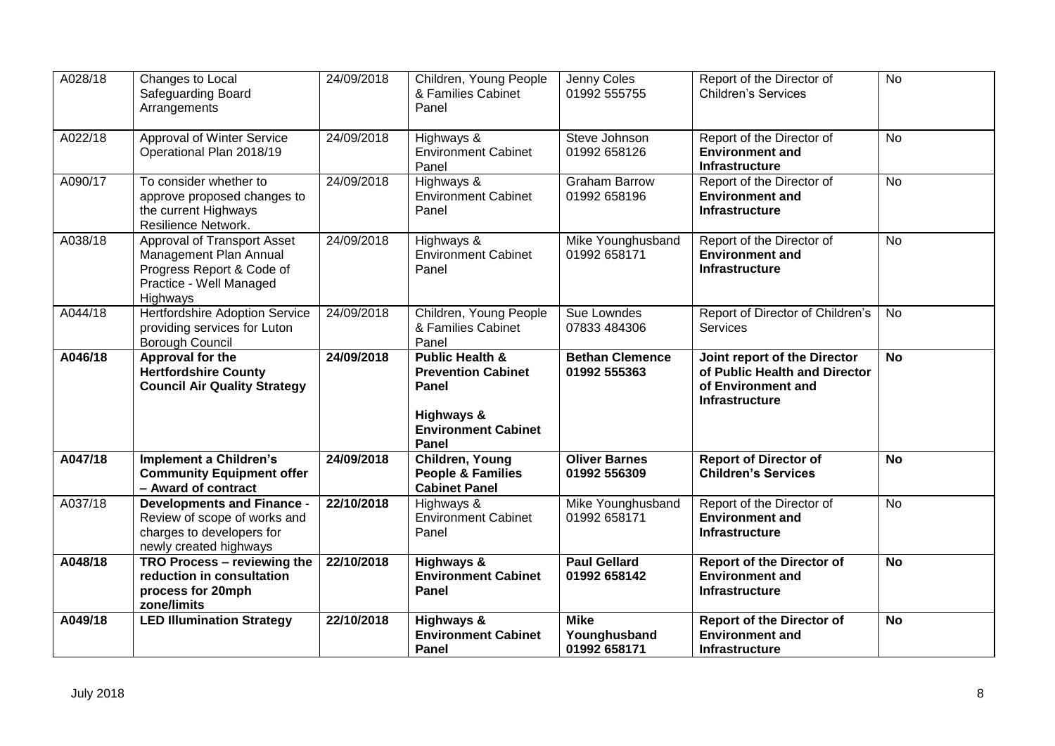| | | | | | | |
|---|---|---|---|---|---|---|
| A028/18 | Changes to Local Safeguarding Board Arrangements | 24/09/2018 | Children, Young People & Families Cabinet Panel | Jenny Coles 01992 555755 | Report of the Director of Children's Services | No |
| A022/18 | Approval of Winter Service Operational Plan 2018/19 | 24/09/2018 | Highways & Environment Cabinet Panel | Steve Johnson 01992 658126 | Report of the Director of **Environment and Infrastructure** | No |
| A090/17 | To consider whether to approve proposed changes to the current Highways Resilience Network. | 24/09/2018 | Highways & Environment Cabinet Panel | Graham Barrow 01992 658196 | Report of the Director of **Environment and Infrastructure** | No |
| A038/18 | Approval of Transport Asset Management Plan Annual Progress Report & Code of Practice - Well Managed Highways | 24/09/2018 | Highways & Environment Cabinet Panel | Mike Younghusband 01992 658171 | Report of the Director of **Environment and Infrastructure** | No |
| A044/18 | Hertfordshire Adoption Service providing services for Luton Borough Council | 24/09/2018 | Children, Young People & Families Cabinet Panel | Sue Lowndes 07833 484306 | Report of Director of Children's Services | No |
| **A046/18** | **Approval for the Hertfordshire County Council Air Quality Strategy** | **24/09/2018** | **Public Health & Prevention Cabinet Panel**<br><br>**Highways & Environment Cabinet Panel** | **Bethan Clemence 01992 555363** | **Joint report of the Director of Public Health and Director of Environment and Infrastructure** | **No** |
| **A047/18** | **Implement a Children's Community Equipment offer – Award of contract** | **24/09/2018** | **Children, Young People & Families Cabinet Panel** | **Oliver Barnes 01992 556309** | **Report of Director of Children's Services** | **No** |
| A037/18 | **Developments and Finance** - Review of scope of works and charges to developers for newly created highways | **22/10/2018** | Highways & Environment Cabinet Panel | Mike Younghusband 01992 658171 | Report of the Director of **Environment and Infrastructure** | No |
| **A048/18** | **TRO Process – reviewing the reduction in consultation process for 20mph zone/limits** | **22/10/2018** | **Highways & Environment Cabinet Panel** | **Paul Gellard 01992 658142** | **Report of the Director of Environment and Infrastructure** | **No** |
| **A049/18** | **LED Illumination Strategy** | **22/10/2018** | **Highways & Environment Cabinet Panel** | **Mike Younghusband 01992 658171** | **Report of the Director of Environment and Infrastructure** | **No** |

July 2018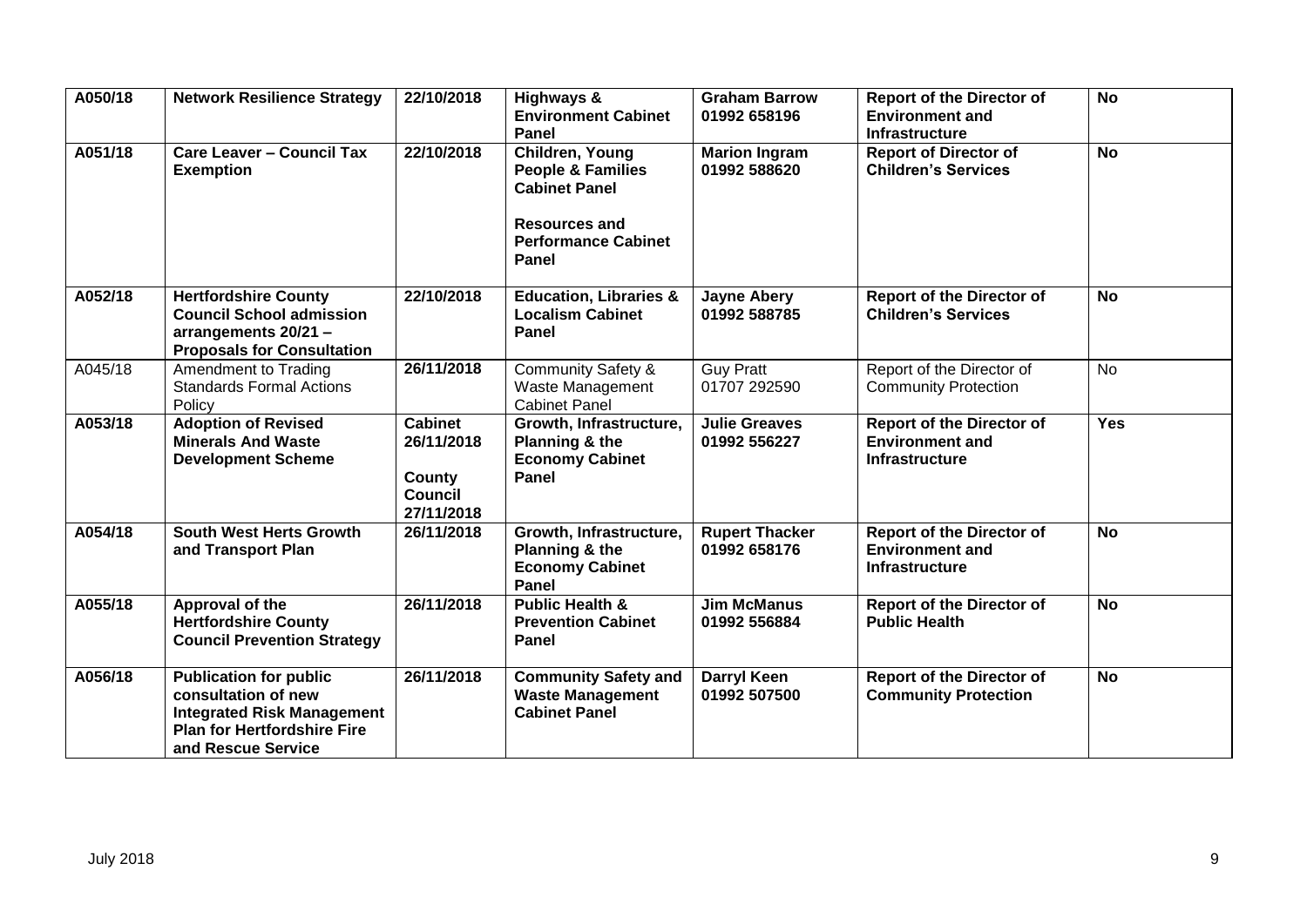| A050/18 | **Network Resilience Strategy** | **22/10/2018** | **Highways & Environment Cabinet Panel** | **Graham Barrow 01992 658196** | **Report of the Director of Environment and Infrastructure** | **No** |
|---|---|---|---|---|---|---|
| **A051/18** | **Care Leaver – Council Tax Exemption** | **22/10/2018** | **Children, Young People & Families Cabinet Panel**<br><br>**Resources and Performance Cabinet Panel** | **Marion Ingram 01992 588620** | **Report of Director of Children's Services** | **No** |
| **A052/18** | **Hertfordshire County Council School admission arrangements 20/21 – Proposals for Consultation** | **22/10/2018** | **Education, Libraries & Localism Cabinet Panel** | **Jayne Abery 01992 588785** | **Report of the Director of Children's Services** | **No** |
| A045/18 | Amendment to Trading Standards Formal Actions Policy | **26/11/2018** | Community Safety & Waste Management Cabinet Panel | Guy Pratt 01707 292590 | Report of the Director of Community Protection | No |
| **A053/18** | **Adoption of Revised Minerals And Waste Development Scheme** | **Cabinet 26/11/2018**<br><br>**County Council 27/11/2018** | **Growth, Infrastructure, Planning & the Economy Cabinet Panel** | **Julie Greaves 01992 556227** | **Report of the Director of Environment and Infrastructure** | **Yes** |
| **A054/18** | **South West Herts Growth and Transport Plan** | **26/11/2018** | **Growth, Infrastructure, Planning & the Economy Cabinet Panel** | **Rupert Thacker 01992 658176** | **Report of the Director of Environment and Infrastructure** | **No** |
| **A055/18** | **Approval of the Hertfordshire County Council Prevention Strategy** | **26/11/2018** | **Public Health & Prevention Cabinet Panel** | **Jim McManus 01992 556884** | **Report of the Director of Public Health** | **No** |
| **A056/18** | **Publication for public consultation of new Integrated Risk Management Plan for Hertfordshire Fire and Rescue Service** | **26/11/2018** | **Community Safety and Waste Management Cabinet Panel** | **Darryl Keen 01992 507500** | **Report of the Director of Community Protection** | **No** |

July 2018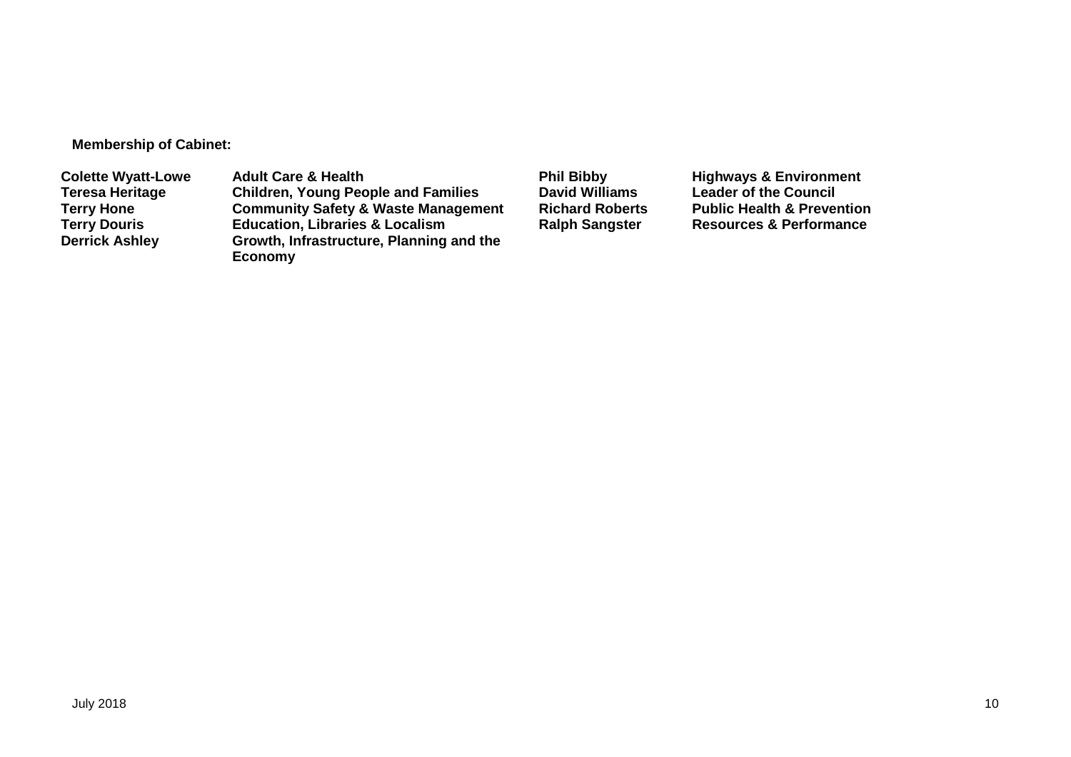**Membership of Cabinet:**

| | | | |
|---|---|---|---|
| **Colette Wyatt-Lowe** | **Adult Care & Health** | **Phil Bibby** | **Highways & Environment** |
| **Teresa Heritage** | **Children, Young People and Families** | **David Williams** | **Leader of the Council** |
| **Terry Hone** | **Community Safety & Waste Management** | **Richard Roberts** | **Public Health & Prevention** |
| **Terry Douris** | **Education, Libraries & Localism** | **Ralph Sangster** | **Resources & Performance** |
| **Derrick Ashley** | **Growth, Infrastructure, Planning and the Economy** | | |

July 2018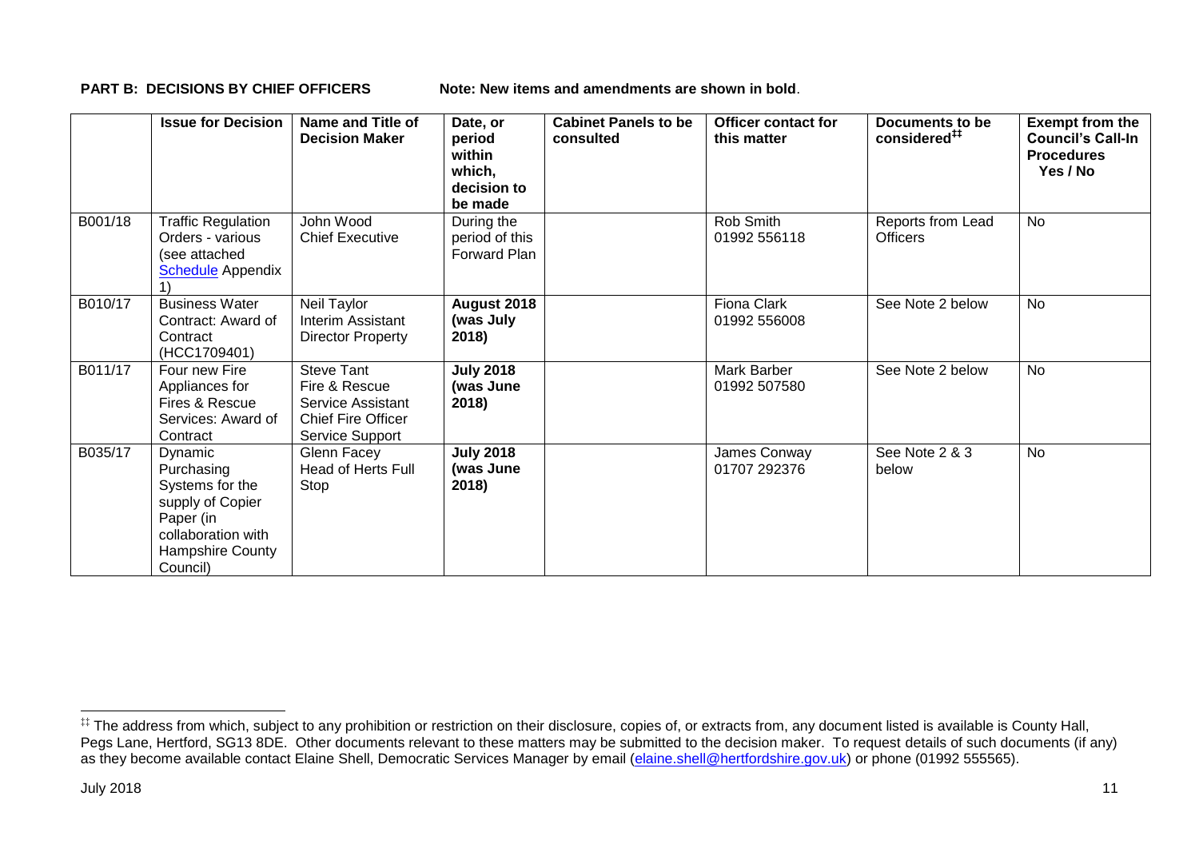**PART B: DECISIONS BY CHIEF OFFICERS** **Note: New items and amendments are shown in bold**.

| | Issue for Decision | Name and Title of Decision Maker | Date, or period within which, decision to be made | Cabinet Panels to be consulted | Officer contact for this matter | Documents to be considered[‡‡] | Exempt from the Council's Call-In Procedures Yes / No |
|---|---|---|---|---|---|---|---|
| B001/18 | Traffic Regulation Orders - various (see attached Schedule Appendix 1) | John Wood Chief Executive | During the period of this Forward Plan | | Rob Smith 01992 556118 | Reports from Lead Officers | No |
| B010/17 | Business Water Contract: Award of Contract (HCC1709401) | Neil Taylor Interim Assistant Director Property | **August 2018 (was July 2018)** | | Fiona Clark 01992 556008 | See Note 2 below | No |
| B011/17 | Four new Fire Appliances for Fires & Rescue Services: Award of Contract | Steve Tant Fire & Rescue Service Assistant Chief Fire Officer Service Support | **July 2018 (was June 2018)** | | Mark Barber 01992 507580 | See Note 2 below | No |
| B035/17 | Dynamic Purchasing Systems for the supply of Copier Paper (in collaboration with Hampshire County Council) | Glenn Facey Head of Herts Full Stop | **July 2018 (was June 2018)** | | James Conway 01707 292376 | See Note 2 & 3 below | No |

[‡‡] The address from which, subject to any prohibition or restriction on their disclosure, copies of, or extracts from, any document listed is available is County Hall, Pegs Lane, Hertford, SG13 8DE. Other documents relevant to these matters may be submitted to the decision maker. To request details of such documents (if any) as they become available contact Elaine Shell, Democratic Services Manager by email (elaine.shell@hertfordshire.gov.uk) or phone (01992 555565).

July 2018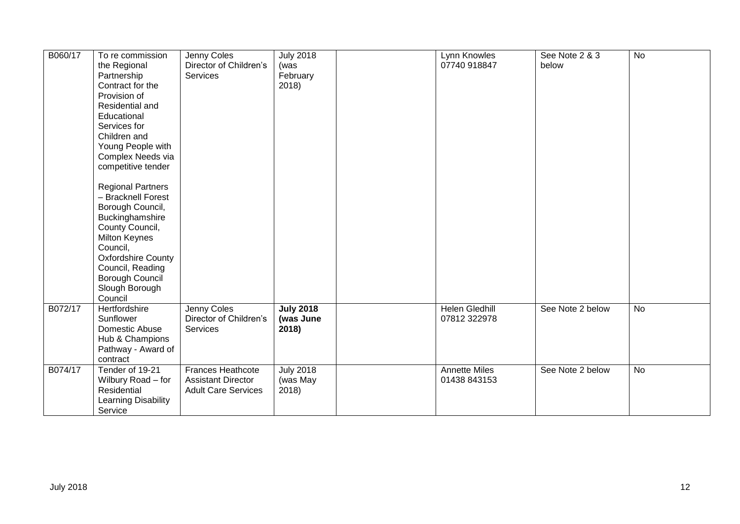| B060/17 | To re commission the Regional Partnership Contract for the Provision of Residential and Educational Services for Children and Young People with Complex Needs via competitive tender<br><br>Regional Partners – Bracknell Forest Borough Council, Buckinghamshire County Council, Milton Keynes Council, Oxfordshire County Council, Reading Borough Council Slough Borough Council | Jenny Coles Director of Children's Services | July 2018 (was February 2018) | | Lynn Knowles 07740 918847 | See Note 2 & 3 below | No |
|---|---|---|---|---|---|---|---|
| B072/17 | Hertfordshire Sunflower Domestic Abuse Hub & Champions Pathway - Award of contract | Jenny Coles Director of Children's Services | **July 2018 (was June 2018)** | | Helen Gledhill 07812 322978 | See Note 2 below | No |
| B074/17 | Tender of 19-21 Wilbury Road – for Residential Learning Disability Service | Frances Heathcote Assistant Director Adult Care Services | July 2018 (was May 2018) | | Annette Miles 01438 843153 | See Note 2 below | No |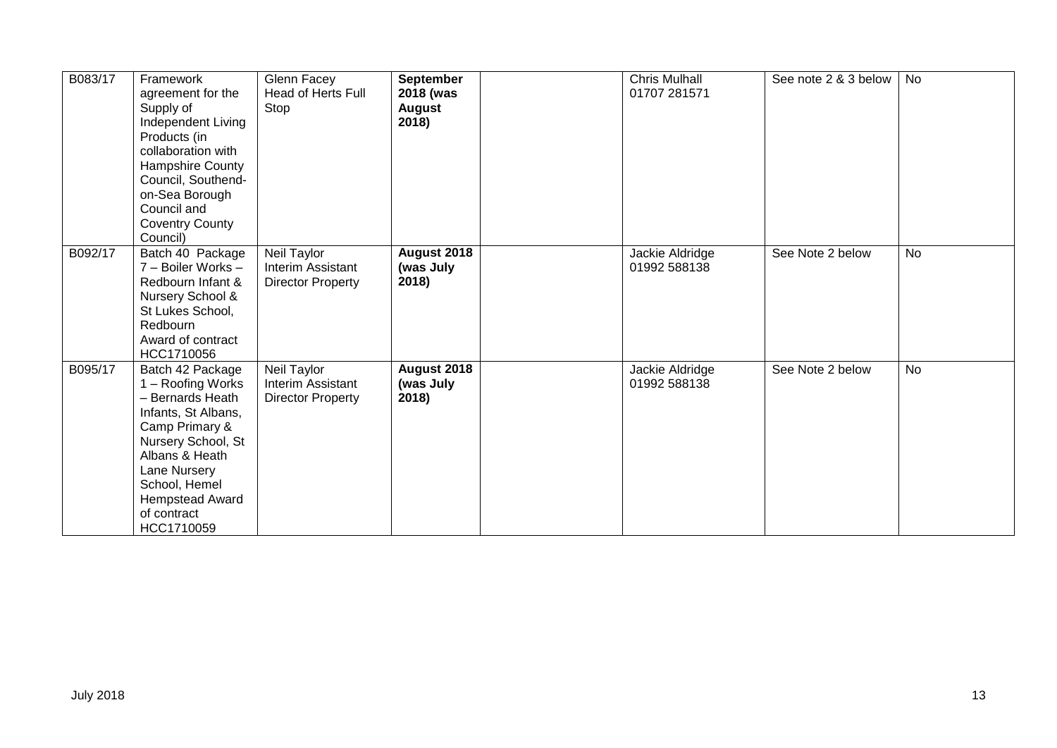| | | | | | | | |
|---|---|---|---|---|---|---|---|
| B083/17 | Framework agreement for the Supply of Independent Living Products (in collaboration with Hampshire County Council, Southend-on-Sea Borough Council and Coventry County Council) | Glenn Facey Head of Herts Full Stop | **September 2018 (was August 2018)** | | Chris Mulhall 01707 281571 | See note 2 & 3 below | No |
| B092/17 | Batch 40 Package 7 – Boiler Works – Redbourn Infant & Nursery School & St Lukes School, Redbourn Award of contract HCC1710056 | Neil Taylor Interim Assistant Director Property | **August 2018 (was July 2018)** | | Jackie Aldridge 01992 588138 | See Note 2 below | No |
| B095/17 | Batch 42 Package 1 – Roofing Works – Bernards Heath Infants, St Albans, Camp Primary & Nursery School, St Albans & Heath Lane Nursery School, Hemel Hempstead Award of contract HCC1710059 | Neil Taylor Interim Assistant Director Property | **August 2018 (was July 2018)** | | Jackie Aldridge 01992 588138 | See Note 2 below | No |

July 2018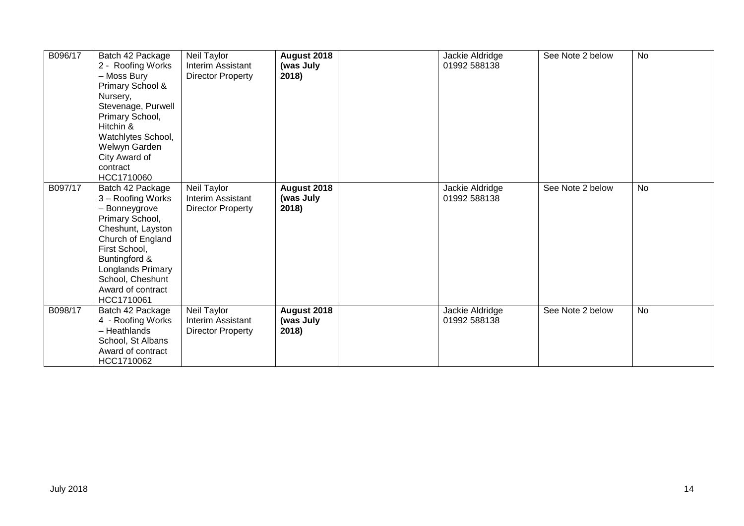| | | | | | | | |
|---|---|---|---|---|---|---|---|
| B096/17 | Batch 42 Package 2 - Roofing Works – Moss Bury Primary School & Nursery, Stevenage, Purwell Primary School, Hitchin & Watchlytes School, Welwyn Garden City Award of contract HCC1710060 | Neil Taylor Interim Assistant Director Property | **August 2018 (was July 2018)** | | Jackie Aldridge 01992 588138 | See Note 2 below | No |
| B097/17 | Batch 42 Package 3 – Roofing Works – Bonneygrove Primary School, Cheshunt, Layston Church of England First School, Buntingford & Longlands Primary School, Cheshunt Award of contract HCC1710061 | Neil Taylor Interim Assistant Director Property | **August 2018 (was July 2018)** | | Jackie Aldridge 01992 588138 | See Note 2 below | No |
| B098/17 | Batch 42 Package 4 - Roofing Works – Heathlands School, St Albans Award of contract HCC1710062 | Neil Taylor Interim Assistant Director Property | **August 2018 (was July 2018)** | | Jackie Aldridge 01992 588138 | See Note 2 below | No |

July 2018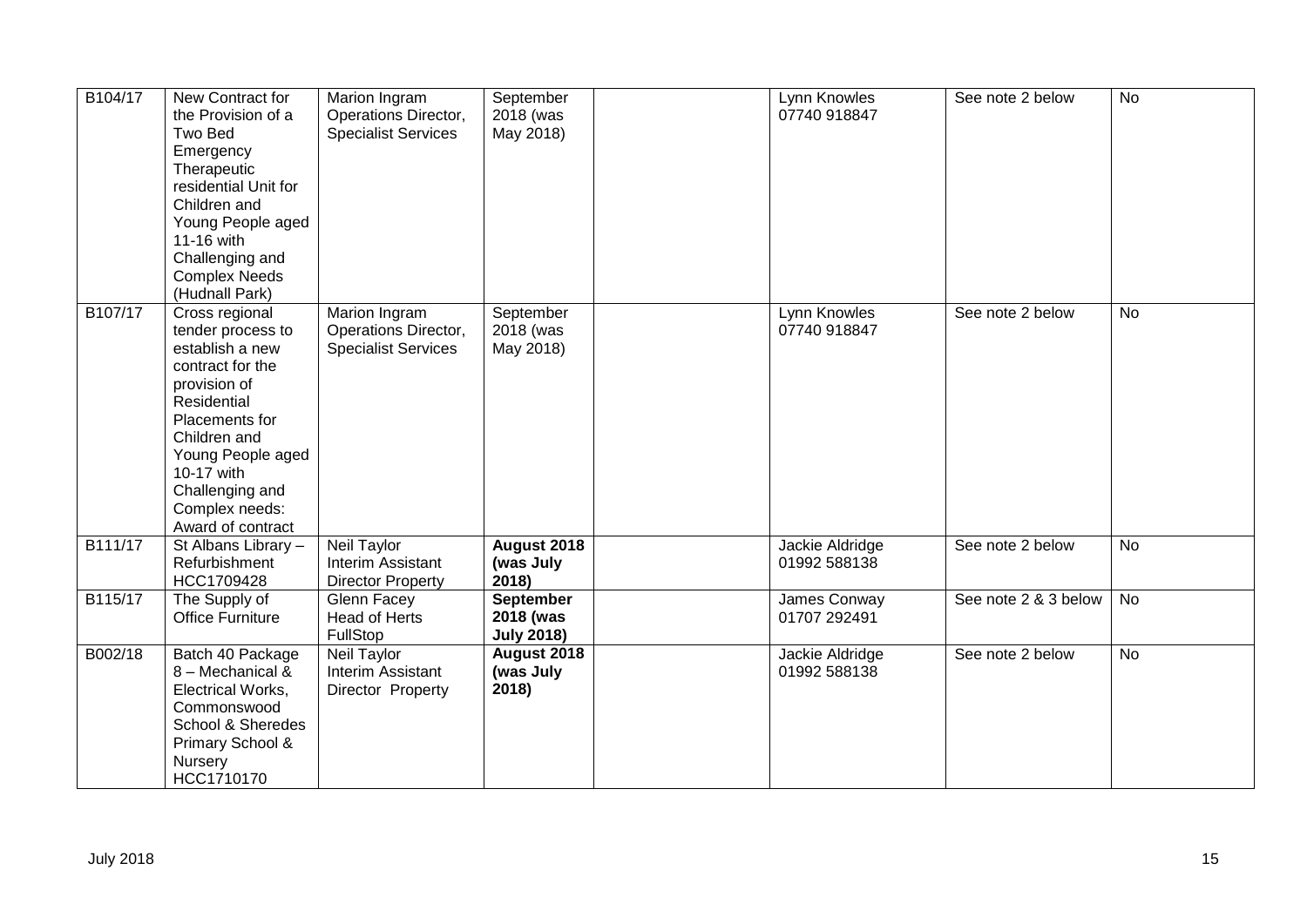| B104/17 | New Contract for the Provision of a Two Bed Emergency Therapeutic residential Unit for Children and Young People aged 11-16 with Challenging and Complex Needs (Hudnall Park) | Marion Ingram Operations Director, Specialist Services | September 2018 (was May 2018) | | Lynn Knowles 07740 918847 | See note 2 below | No |
|---|---|---|---|---|---|---|---|
| B107/17 | Cross regional tender process to establish a new contract for the provision of Residential Placements for Children and Young People aged 10-17 with Challenging and Complex needs: Award of contract | Marion Ingram Operations Director, Specialist Services | September 2018 (was May 2018) | | Lynn Knowles 07740 918847 | See note 2 below | No |
| B111/17 | St Albans Library – Refurbishment HCC1709428 | Neil Taylor Interim Assistant Director Property | **August 2018 (was July 2018)** | | Jackie Aldridge 01992 588138 | See note 2 below | No |
| B115/17 | The Supply of Office Furniture | Glenn Facey Head of Herts FullStop | **September 2018 (was July 2018)** | | James Conway 01707 292491 | See note 2 & 3 below | No |
| B002/18 | Batch 40 Package 8 – Mechanical & Electrical Works, Commonswood School & Sheredes Primary School & Nursery HCC1710170 | Neil Taylor Interim Assistant Director Property | **August 2018 (was July 2018)** | | Jackie Aldridge 01992 588138 | See note 2 below | No |

July 2018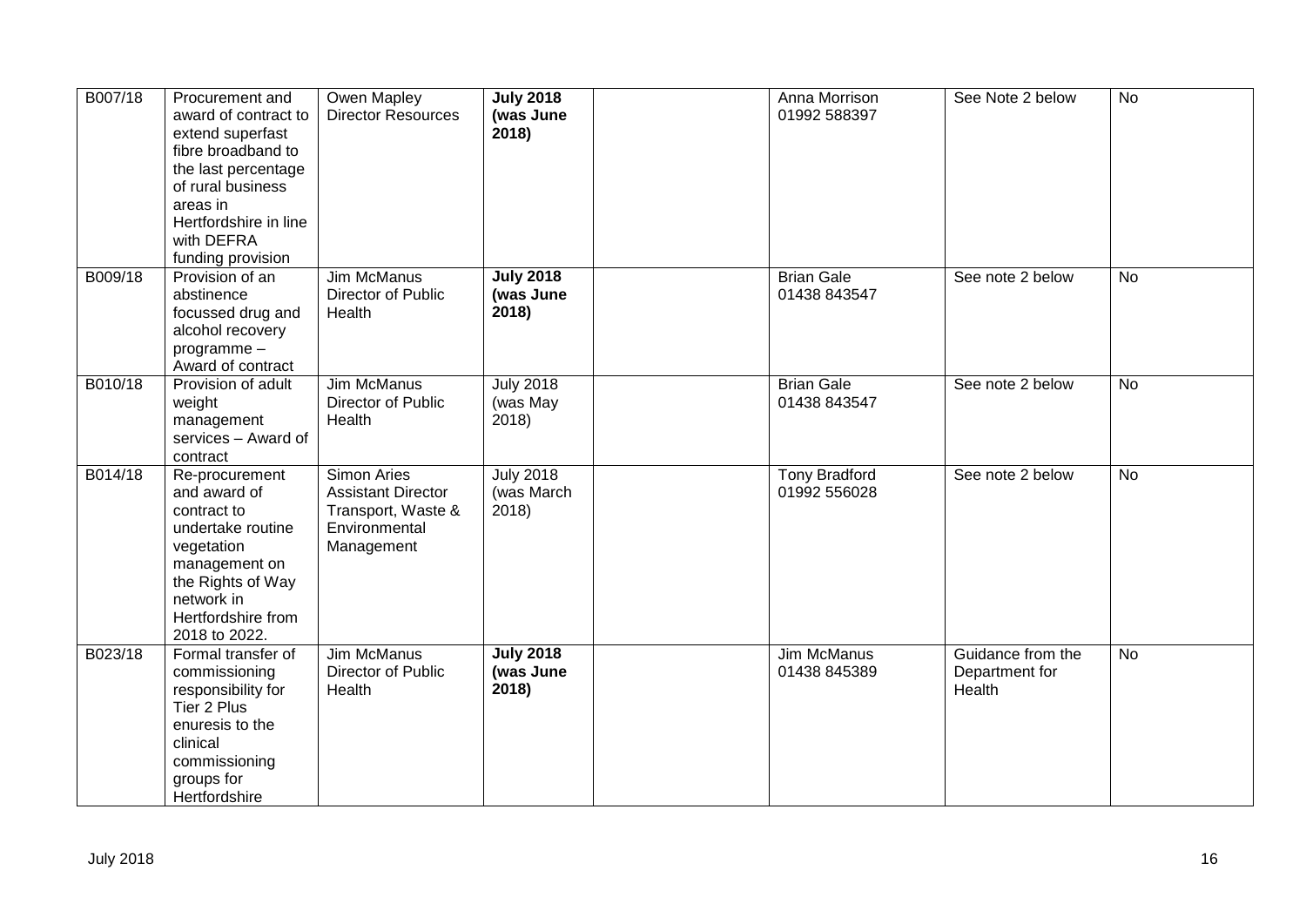| B007/18 | Procurement and award of contract to extend superfast fibre broadband to the last percentage of rural business areas in Hertfordshire in line with DEFRA funding provision | Owen Mapley Director Resources | **July 2018 (was June 2018)** | | Anna Morrison 01992 588397 | See Note 2 below | No |
|---|---|---|---|---|---|---|---|
| B009/18 | Provision of an abstinence focussed drug and alcohol recovery programme – Award of contract | Jim McManus Director of Public Health | **July 2018 (was June 2018)** | | Brian Gale 01438 843547 | See note 2 below | No |
| B010/18 | Provision of adult weight management services – Award of contract | Jim McManus Director of Public Health | July 2018 (was May 2018) | | Brian Gale 01438 843547 | See note 2 below | No |
| B014/18 | Re-procurement and award of contract to undertake routine vegetation management on the Rights of Way network in Hertfordshire from 2018 to 2022. | Simon Aries Assistant Director Transport, Waste & Environmental Management | July 2018 (was March 2018) | | Tony Bradford 01992 556028 | See note 2 below | No |
| B023/18 | Formal transfer of commissioning responsibility for Tier 2 Plus enuresis to the clinical commissioning groups for Hertfordshire | Jim McManus Director of Public Health | **July 2018 (was June 2018)** | | Jim McManus 01438 845389 | Guidance from the Department for Health | No |

July 2018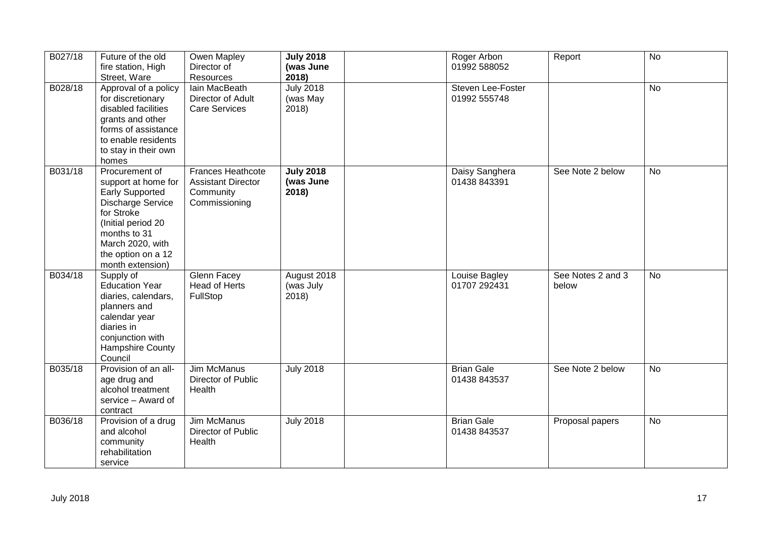| B027/18 | Future of the old fire station, High Street, Ware | Owen Mapley Director of Resources | **July 2018 (was June 2018)** | | Roger Arbon 01992 588052 | Report | No |
|---|---|---|---|---|---|---|---|
| B028/18 | Approval of a policy for discretionary disabled facilities grants and other forms of assistance to enable residents to stay in their own homes | Iain MacBeath Director of Adult Care Services | July 2018 (was May 2018) | | Steven Lee-Foster 01992 555748 | | No |
| B031/18 | Procurement of support at home for Early Supported Discharge Service for Stroke (Initial period 20 months to 31 March 2020, with the option on a 12 month extension) | Frances Heathcote Assistant Director Community Commissioning | **July 2018 (was June 2018)** | | Daisy Sanghera 01438 843391 | See Note 2 below | No |
| B034/18 | Supply of Education Year diaries, calendars, planners and calendar year diaries in conjunction with Hampshire County Council | Glenn Facey Head of Herts FullStop | August 2018 (was July 2018) | | Louise Bagley 01707 292431 | See Notes 2 and 3 below | No |
| B035/18 | Provision of an all-age drug and alcohol treatment service – Award of contract | Jim McManus Director of Public Health | July 2018 | | Brian Gale 01438 843537 | See Note 2 below | No |
| B036/18 | Provision of a drug and alcohol community rehabilitation service | Jim McManus Director of Public Health | July 2018 | | Brian Gale 01438 843537 | Proposal papers | No |

July 2018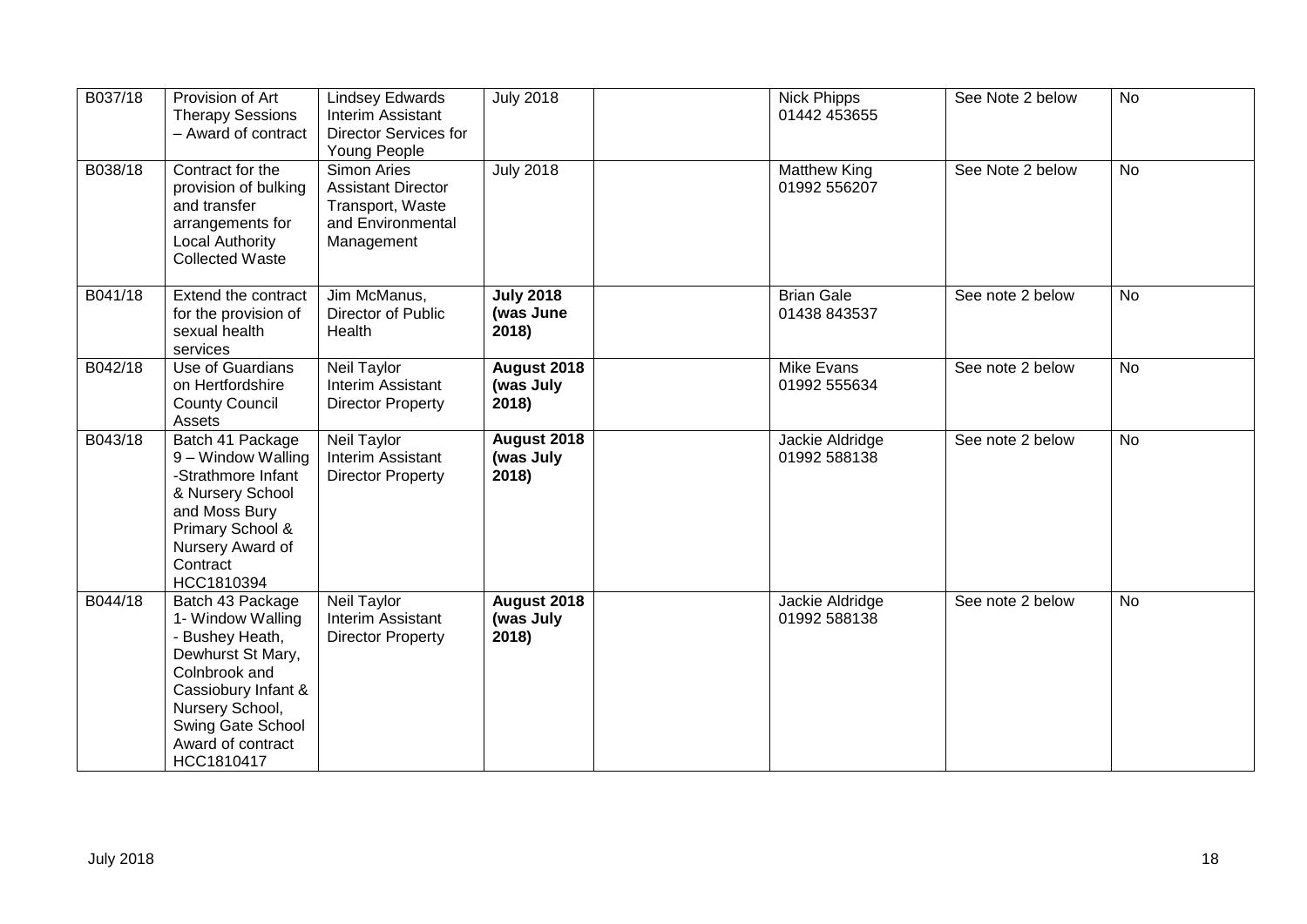| B037/18 | Provision of Art Therapy Sessions – Award of contract | Lindsey Edwards Interim Assistant Director Services for Young People | July 2018 | | Nick Phipps 01442 453655 | See Note 2 below | No |
|---|---|---|---|---|---|---|---|
| B038/18 | Contract for the provision of bulking and transfer arrangements for Local Authority Collected Waste | Simon Aries Assistant Director Transport, Waste and Environmental Management | July 2018 | | Matthew King 01992 556207 | See Note 2 below | No |
| B041/18 | Extend the contract for the provision of sexual health services | Jim McManus, Director of Public Health | **July 2018 (was June 2018)** | | Brian Gale 01438 843537 | See note 2 below | No |
| B042/18 | Use of Guardians on Hertfordshire County Council Assets | Neil Taylor Interim Assistant Director Property | **August 2018 (was July 2018)** | | Mike Evans 01992 555634 | See note 2 below | No |
| B043/18 | Batch 41 Package 9 – Window Walling -Strathmore Infant & Nursery School and Moss Bury Primary School & Nursery Award of Contract HCC1810394 | Neil Taylor Interim Assistant Director Property | **August 2018 (was July 2018)** | | Jackie Aldridge 01992 588138 | See note 2 below | No |
| B044/18 | Batch 43 Package 1- Window Walling - Bushey Heath, Dewhurst St Mary, Colnbrook and Cassiobury Infant & Nursery School, Swing Gate School Award of contract HCC1810417 | Neil Taylor Interim Assistant Director Property | **August 2018 (was July 2018)** | | Jackie Aldridge 01992 588138 | See note 2 below | No |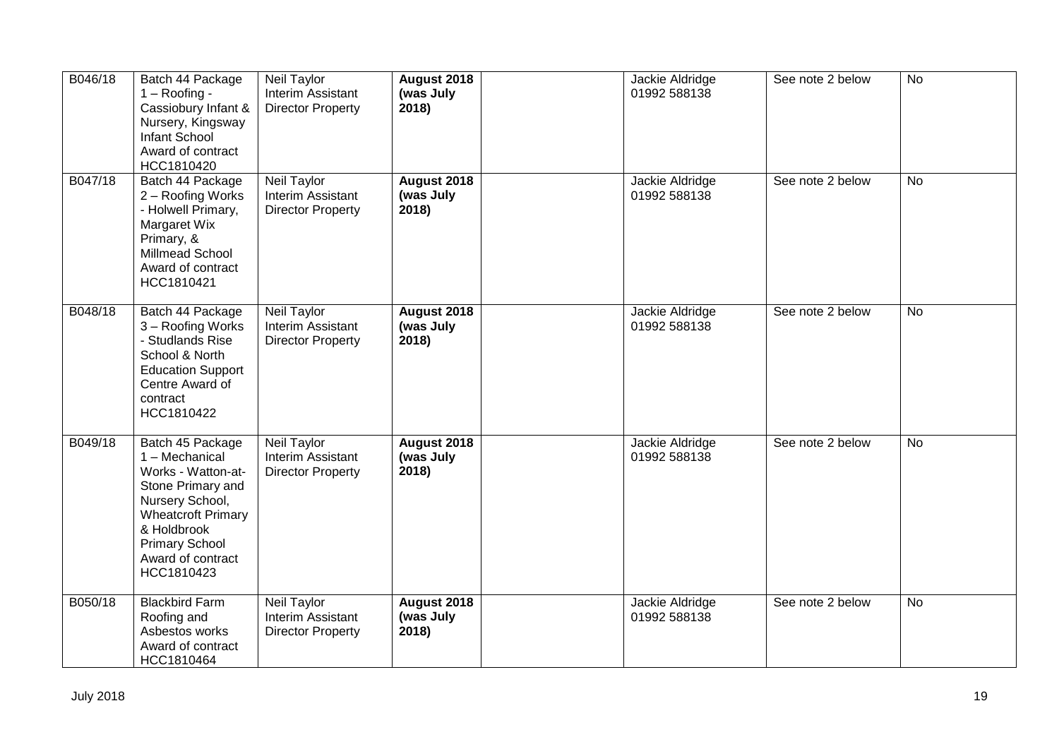| B046/18 | Batch 44 Package 1 – Roofing - Cassiobury Infant & Nursery, Kingsway Infant School Award of contract HCC1810420 | Neil Taylor Interim Assistant Director Property | **August 2018 (was July 2018)** | | Jackie Aldridge 01992 588138 | See note 2 below | No |
|---|---|---|---|---|---|---|---|
| B047/18 | Batch 44 Package 2 – Roofing Works - Holwell Primary, Margaret Wix Primary, & Millmead School Award of contract HCC1810421 | Neil Taylor Interim Assistant Director Property | **August 2018 (was July 2018)** | | Jackie Aldridge 01992 588138 | See note 2 below | No |
| B048/18 | Batch 44 Package 3 – Roofing Works - Studlands Rise School & North Education Support Centre Award of contract HCC1810422 | Neil Taylor Interim Assistant Director Property | **August 2018 (was July 2018)** | | Jackie Aldridge 01992 588138 | See note 2 below | No |
| B049/18 | Batch 45 Package 1 – Mechanical Works - Watton-at-Stone Primary and Nursery School, Wheatcroft Primary & Holdbrook Primary School Award of contract HCC1810423 | Neil Taylor Interim Assistant Director Property | **August 2018 (was July 2018)** | | Jackie Aldridge 01992 588138 | See note 2 below | No |
| B050/18 | Blackbird Farm Roofing and Asbestos works Award of contract HCC1810464 | Neil Taylor Interim Assistant Director Property | **August 2018 (was July 2018)** | | Jackie Aldridge 01992 588138 | See note 2 below | No |

July 2018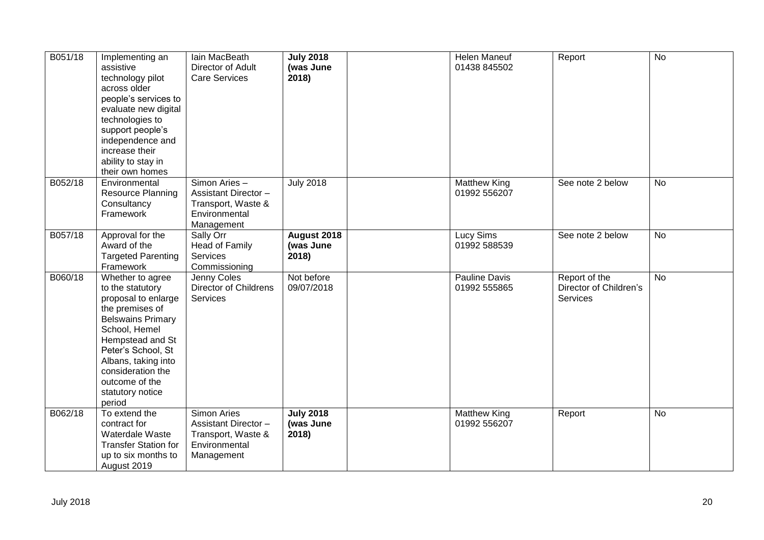| | | | | | | | |
|---|---|---|---|---|---|---|---|
| B051/18 | Implementing an assistive technology pilot across older people's services to evaluate new digital technologies to support people's independence and increase their ability to stay in their own homes | Iain MacBeath Director of Adult Care Services | **July 2018 (was June 2018)** | | Helen Maneuf 01438 845502 | Report | No |
| B052/18 | Environmental Resource Planning Consultancy Framework | Simon Aries – Assistant Director – Transport, Waste & Environmental Management | July 2018 | | Matthew King 01992 556207 | See note 2 below | No |
| B057/18 | Approval for the Award of the Targeted Parenting Framework | Sally Orr Head of Family Services Commissioning | **August 2018 (was June 2018)** | | Lucy Sims 01992 588539 | See note 2 below | No |
| B060/18 | Whether to agree to the statutory proposal to enlarge the premises of Belswains Primary School, Hemel Hempstead and St Peter's School, St Albans, taking into consideration the outcome of the statutory notice period | Jenny Coles Director of Childrens Services | Not before 09/07/2018 | | Pauline Davis 01992 555865 | Report of the Director of Children's Services | No |
| B062/18 | To extend the contract for Waterdale Waste Transfer Station for up to six months to August 2019 | Simon Aries Assistant Director – Transport, Waste & Environmental Management | **July 2018 (was June 2018)** | | Matthew King 01992 556207 | Report | No |

July 2018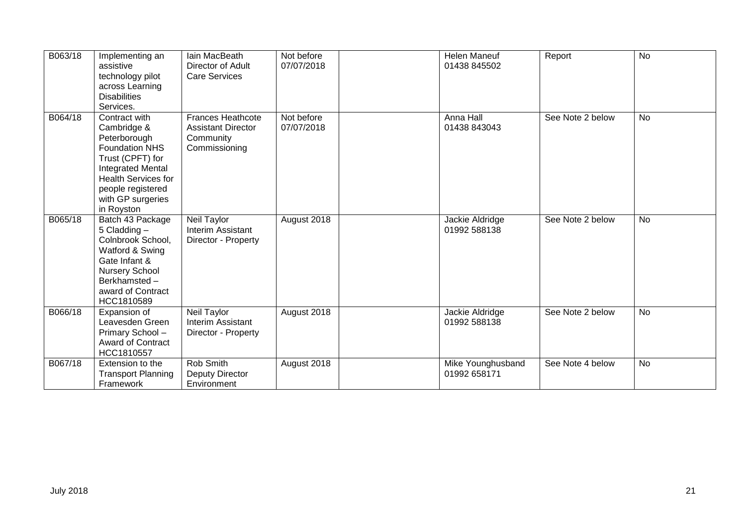| B063/18 | Implementing an assistive technology pilot across Learning Disabilities Services. | Iain MacBeath Director of Adult Care Services | Not before 07/07/2018 | | Helen Maneuf 01438 845502 | Report | No |
|---|---|---|---|---|---|---|---|
| B064/18 | Contract with Cambridge & Peterborough Foundation NHS Trust (CPFT) for Integrated Mental Health Services for people registered with GP surgeries in Royston | Frances Heathcote Assistant Director Community Commissioning | Not before 07/07/2018 | | Anna Hall 01438 843043 | See Note 2 below | No |
| B065/18 | Batch 43 Package 5 Cladding – Colnbrook School, Watford & Swing Gate Infant & Nursery School Berkhamsted – award of Contract HCC1810589 | Neil Taylor Interim Assistant Director - Property | August 2018 | | Jackie Aldridge 01992 588138 | See Note 2 below | No |
| B066/18 | Expansion of Leavesden Green Primary School – Award of Contract HCC1810557 | Neil Taylor Interim Assistant Director - Property | August 2018 | | Jackie Aldridge 01992 588138 | See Note 2 below | No |
| B067/18 | Extension to the Transport Planning Framework | Rob Smith Deputy Director Environment | August 2018 | | Mike Younghusband 01992 658171 | See Note 4 below | No |

July 2018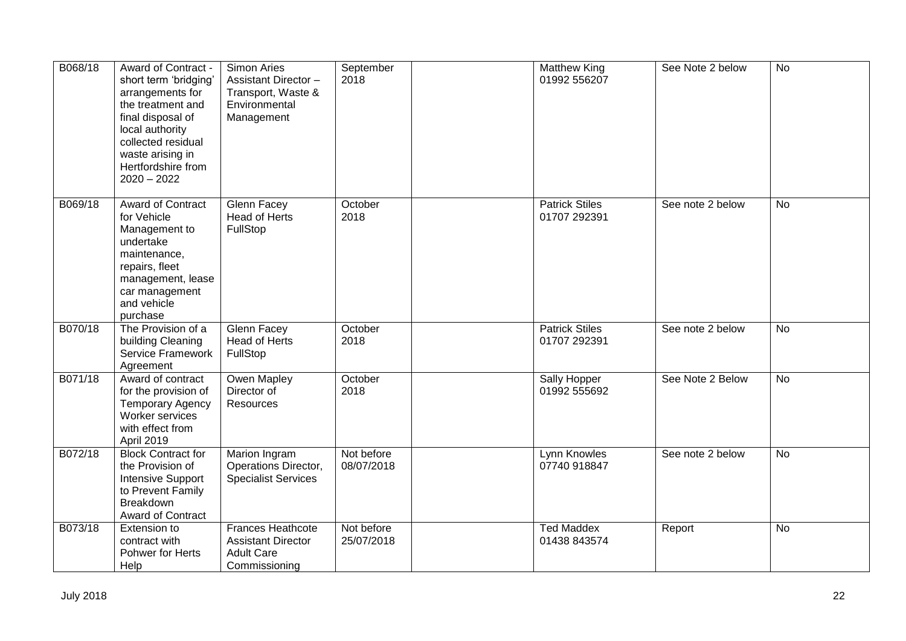| | | | | | | | |
|---|---|---|---|---|---|---|---|
| B068/18 | Award of Contract - short term 'bridging' arrangements for the treatment and final disposal of local authority collected residual waste arising in Hertfordshire from 2020 – 2022 | Simon Aries Assistant Director – Transport, Waste & Environmental Management | September 2018 | | Matthew King 01992 556207 | See Note 2 below | No |
| B069/18 | Award of Contract for Vehicle Management to undertake maintenance, repairs, fleet management, lease car management and vehicle purchase | Glenn Facey Head of Herts FullStop | October 2018 | | Patrick Stiles 01707 292391 | See note 2 below | No |
| B070/18 | The Provision of a building Cleaning Service Framework Agreement | Glenn Facey Head of Herts FullStop | October 2018 | | Patrick Stiles 01707 292391 | See note 2 below | No |
| B071/18 | Award of contract for the provision of Temporary Agency Worker services with effect from April 2019 | Owen Mapley Director of Resources | October 2018 | | Sally Hopper 01992 555692 | See Note 2 Below | No |
| B072/18 | Block Contract for the Provision of Intensive Support to Prevent Family Breakdown Award of Contract | Marion Ingram Operations Director, Specialist Services | Not before 08/07/2018 | | Lynn Knowles 07740 918847 | See note 2 below | No |
| B073/18 | Extension to contract with Pohwer for Herts Help | Frances Heathcote Assistant Director Adult Care Commissioning | Not before 25/07/2018 | | Ted Maddex 01438 843574 | Report | No |

July 2018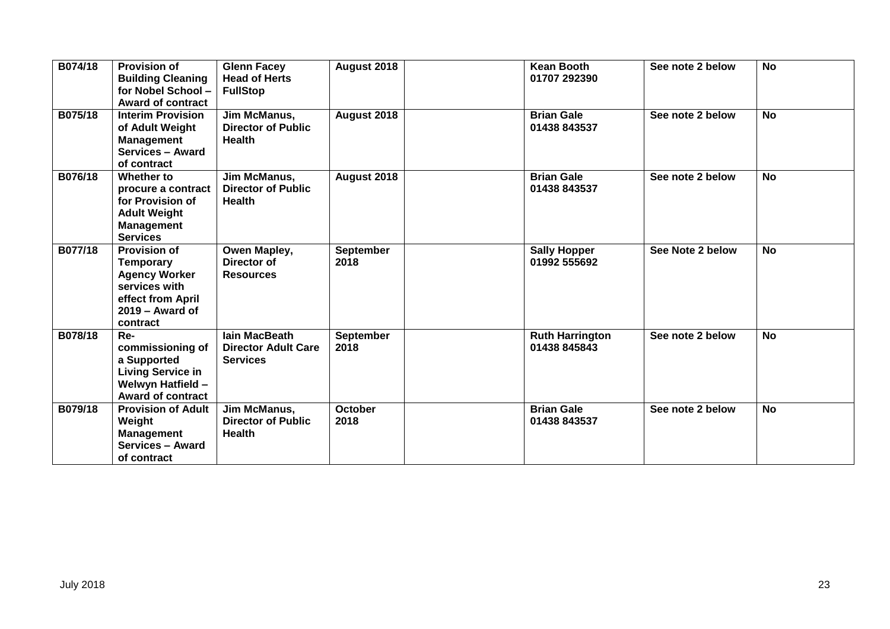| B074/18 | Provision of Building Cleaning for Nobel School – Award of contract | Glenn Facey Head of Herts FullStop | August 2018 | | Kean Booth 01707 292390 | See note 2 below | No |
|---|---|---|---|---|---|---|---|
| B075/18 | Interim Provision of Adult Weight Management Services – Award of contract | Jim McManus, Director of Public Health | August 2018 | | Brian Gale 01438 843537 | See note 2 below | No |
| B076/18 | Whether to procure a contract for Provision of Adult Weight Management Services | Jim McManus, Director of Public Health | August 2018 | | Brian Gale 01438 843537 | See note 2 below | No |
| B077/18 | Provision of Temporary Agency Worker services with effect from April 2019 – Award of contract | Owen Mapley, Director of Resources | September 2018 | | Sally Hopper 01992 555692 | See Note 2 below | No |
| B078/18 | Re-commissioning of a Supported Living Service in Welwyn Hatfield – Award of contract | Iain MacBeath Director Adult Care Services | September 2018 | | Ruth Harrington 01438 845843 | See note 2 below | No |
| B079/18 | Provision of Adult Weight Management Services – Award of contract | Jim McManus, Director of Public Health | October 2018 | | Brian Gale 01438 843537 | See note 2 below | No |

July 2018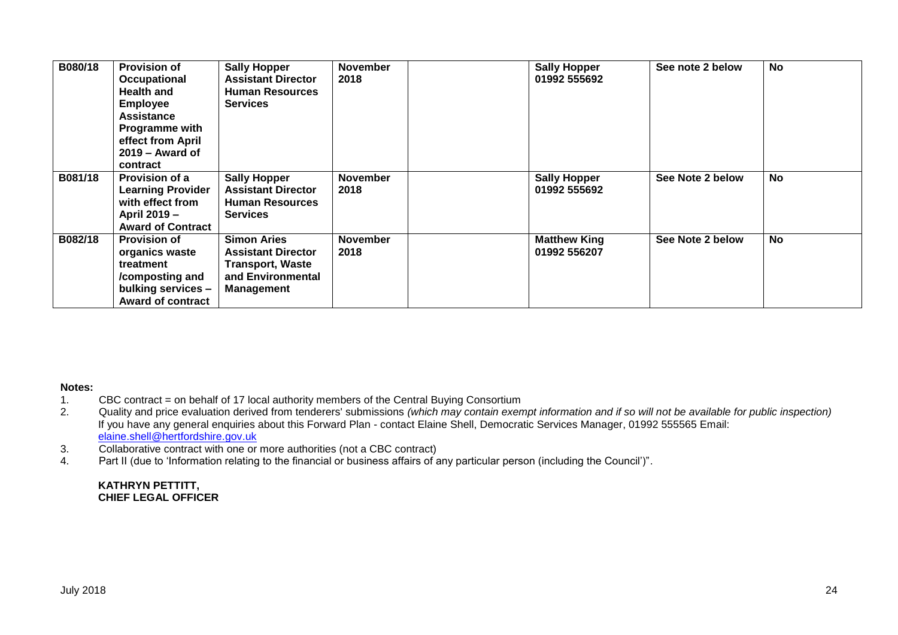| | | | | | | | |
|---|---|---|---|---|---|---|---|
| **B080/18** | **Provision of Occupational Health and Employee Assistance Programme with effect from April 2019 – Award of contract** | **Sally Hopper Assistant Director Human Resources Services** | **November 2018** | | **Sally Hopper 01992 555692** | **See note 2 below** | **No** |
| **B081/18** | **Provision of a Learning Provider with effect from April 2019 – Award of Contract** | **Sally Hopper Assistant Director Human Resources Services** | **November 2018** | | **Sally Hopper 01992 555692** | **See Note 2 below** | **No** |
| **B082/18** | **Provision of organics waste treatment /composting and bulking services – Award of contract** | **Simon Aries Assistant Director Transport, Waste and Environmental Management** | **November 2018** | | **Matthew King 01992 556207** | **See Note 2 below** | **No** |

**Notes:**

1. CBC contract = on behalf of 17 local authority members of the Central Buying Consortium
2. Quality and price evaluation derived from tenderers' submissions *(which may contain exempt information and if so will not be available for public inspection)* If you have any general enquiries about this Forward Plan - contact Elaine Shell, Democratic Services Manager, 01992 555565 Email: elaine.shell@hertfordshire.gov.uk
3. Collaborative contract with one or more authorities (not a CBC contract)
4. Part II (due to 'Information relating to the financial or business affairs of any particular person (including the Council')".

**KATHRYN PETTITT,**
**CHIEF LEGAL OFFICER**

July 2018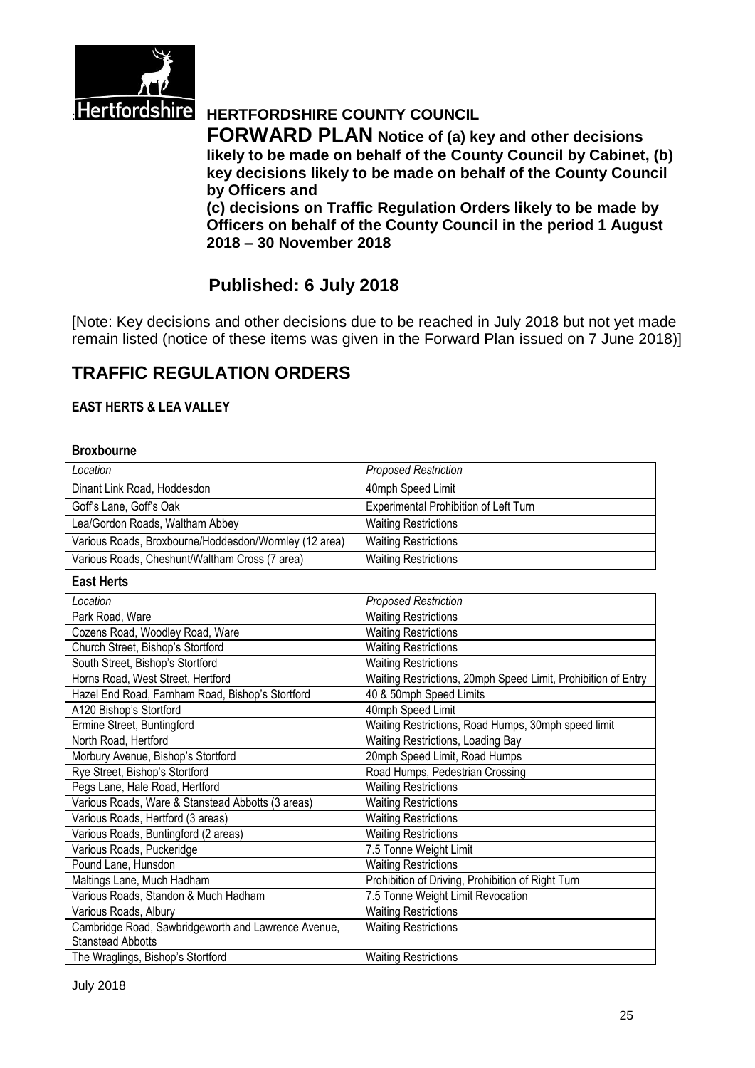**HERTFORDSHIRE COUNTY COUNCIL**

**FORWARD PLAN Notice of (a) key and other decisions likely to be made on behalf of the County Council by Cabinet, (b) key decisions likely to be made on behalf of the County Council by Officers and**
**(c) decisions on Traffic Regulation Orders likely to be made by Officers on behalf of the County Council in the period 1 August 2018 – 30 November 2018**

## Published: 6 July 2018

[Note: Key decisions and other decisions due to be reached in July 2018 but not yet made remain listed (notice of these items was given in the Forward Plan issued on 7 June 2018)]

# TRAFFIC REGULATION ORDERS

## EAST HERTS & LEA VALLEY

### Broxbourne

| *Location* | *Proposed Restriction* |
|---|---|
| Dinant Link Road, Hoddesdon | 40mph Speed Limit |
| Goff's Lane, Goff's Oak | Experimental Prohibition of Left Turn |
| Lea/Gordon Roads, Waltham Abbey | Waiting Restrictions |
| Various Roads, Broxbourne/Hoddesdon/Wormley (12 area) | Waiting Restrictions |
| Various Roads, Cheshunt/Waltham Cross (7 area) | Waiting Restrictions |

### East Herts

| *Location* | *Proposed Restriction* |
|---|---|
| Park Road, Ware | Waiting Restrictions |
| Cozens Road, Woodley Road, Ware | Waiting Restrictions |
| Church Street, Bishop's Stortford | Waiting Restrictions |
| South Street, Bishop's Stortford | Waiting Restrictions |
| Horns Road, West Street, Hertford | Waiting Restrictions, 20mph Speed Limit, Prohibition of Entry |
| Hazel End Road, Farnham Road, Bishop's Stortford | 40 & 50mph Speed Limits |
| A120 Bishop's Stortford | 40mph Speed Limit |
| Ermine Street, Buntingford | Waiting Restrictions, Road Humps, 30mph speed limit |
| North Road, Hertford | Waiting Restrictions, Loading Bay |
| Morbury Avenue, Bishop's Stortford | 20mph Speed Limit, Road Humps |
| Rye Street, Bishop's Stortford | Road Humps, Pedestrian Crossing |
| Pegs Lane, Hale Road, Hertford | Waiting Restrictions |
| Various Roads, Ware & Stanstead Abbotts (3 areas) | Waiting Restrictions |
| Various Roads, Hertford (3 areas) | Waiting Restrictions |
| Various Roads, Buntingford (2 areas) | Waiting Restrictions |
| Various Roads, Puckeridge | 7.5 Tonne Weight Limit |
| Pound Lane, Hunsdon | Waiting Restrictions |
| Maltings Lane, Much Hadham | Prohibition of Driving, Prohibition of Right Turn |
| Various Roads, Standon & Much Hadham | 7.5 Tonne Weight Limit Revocation |
| Various Roads, Albury | Waiting Restrictions |
| Cambridge Road, Sawbridgeworth and Lawrence Avenue, Stanstead Abbotts | Waiting Restrictions |
| The Wraglings, Bishop's Stortford | Waiting Restrictions |

July 2018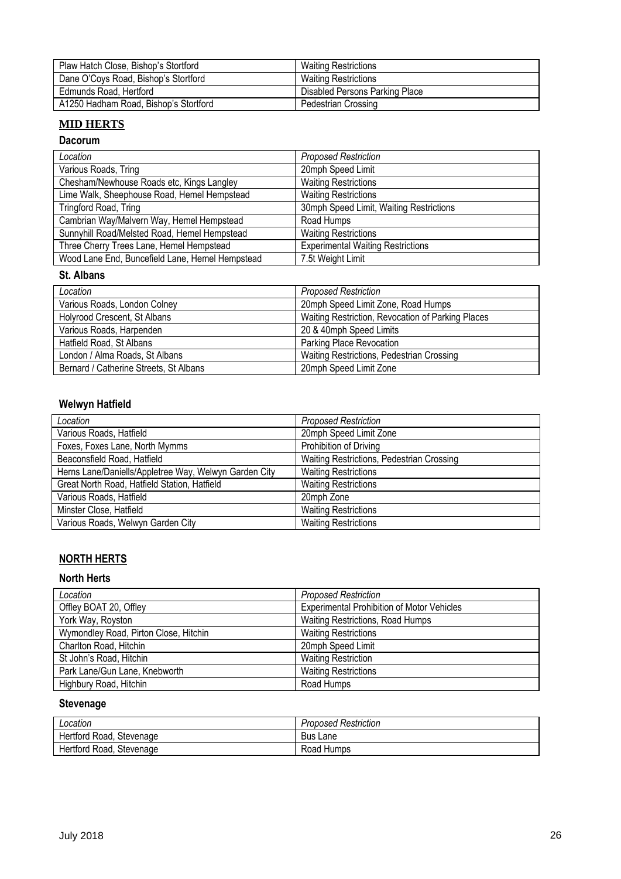| | |
|---|---|
| Plaw Hatch Close, Bishop's Stortford | Waiting Restrictions |
| Dane O'Coys Road, Bishop's Stortford | Waiting Restrictions |
| Edmunds Road, Hertford | Disabled Persons Parking Place |
| A1250 Hadham Road, Bishop's Stortford | Pedestrian Crossing |

## MID HERTS

### Dacorum

| *Location* | *Proposed Restriction* |
|---|---|
| Various Roads, Tring | 20mph Speed Limit |
| Chesham/Newhouse Roads etc, Kings Langley | Waiting Restrictions |
| Lime Walk, Sheephouse Road, Hemel Hempstead | Waiting Restrictions |
| Tringford Road, Tring | 30mph Speed Limit, Waiting Restrictions |
| Cambrian Way/Malvern Way, Hemel Hempstead | Road Humps |
| Sunnyhill Road/Melsted Road, Hemel Hempstead | Waiting Restrictions |
| Three Cherry Trees Lane, Hemel Hempstead | Experimental Waiting Restrictions |
| Wood Lane End, Buncefield Lane, Hemel Hempstead | 7.5t Weight Limit |

### St. Albans

| *Location* | *Proposed Restriction* |
|---|---|
| Various Roads, London Colney | 20mph Speed Limit Zone, Road Humps |
| Holyrood Crescent, St Albans | Waiting Restriction, Revocation of Parking Places |
| Various Roads, Harpenden | 20 & 40mph Speed Limits |
| Hatfield Road, St Albans | Parking Place Revocation |
| London / Alma Roads, St Albans | Waiting Restrictions, Pedestrian Crossing |
| Bernard / Catherine Streets, St Albans | 20mph Speed Limit Zone |

### Welwyn Hatfield

| *Location* | *Proposed Restriction* |
|---|---|
| Various Roads, Hatfield | 20mph Speed Limit Zone |
| Foxes, Foxes Lane, North Mymms | Prohibition of Driving |
| Beaconsfield Road, Hatfield | Waiting Restrictions, Pedestrian Crossing |
| Herns Lane/Daniells/Appletree Way, Welwyn Garden City | Waiting Restrictions |
| Great North Road, Hatfield Station, Hatfield | Waiting Restrictions |
| Various Roads, Hatfield | 20mph Zone |
| Minster Close, Hatfield | Waiting Restrictions |
| Various Roads, Welwyn Garden City | Waiting Restrictions |

## NORTH HERTS

### North Herts

| *Location* | *Proposed Restriction* |
|---|---|
| Offley BOAT 20, Offley | Experimental Prohibition of Motor Vehicles |
| York Way, Royston | Waiting Restrictions, Road Humps |
| Wymondley Road, Pirton Close, Hitchin | Waiting Restrictions |
| Charlton Road, Hitchin | 20mph Speed Limit |
| St John's Road, Hitchin | Waiting Restriction |
| Park Lane/Gun Lane, Knebworth | Waiting Restrictions |
| Highbury Road, Hitchin | Road Humps |

### Stevenage

| *Location* | *Proposed Restriction* |
|---|---|
| Hertford Road, Stevenage | Bus Lane |
| Hertford Road, Stevenage | Road Humps |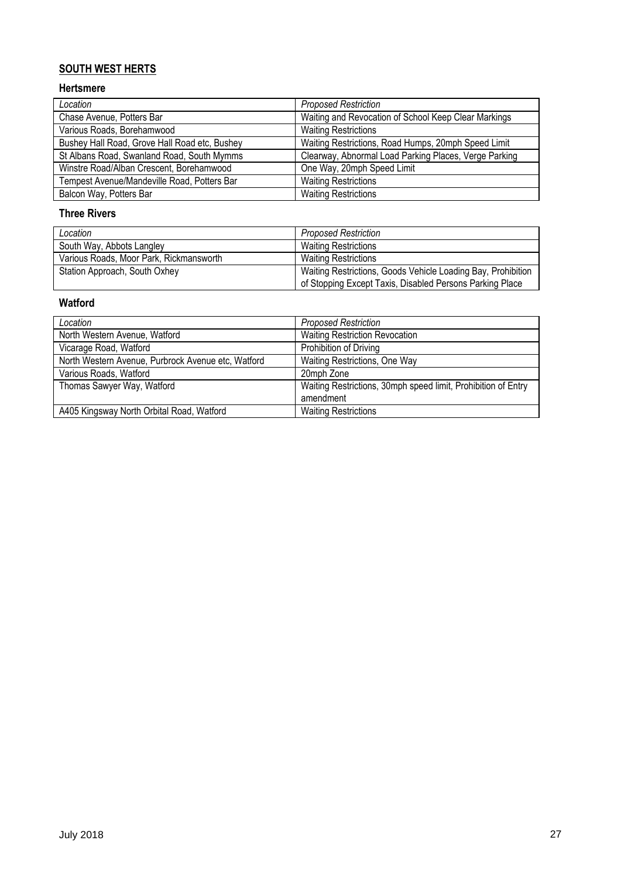## SOUTH WEST HERTS

### Hertsmere

| *Location* | *Proposed Restriction* |
|---|---|
| Chase Avenue, Potters Bar | Waiting and Revocation of School Keep Clear Markings |
| Various Roads, Borehamwood | Waiting Restrictions |
| Bushey Hall Road, Grove Hall Road etc, Bushey | Waiting Restrictions, Road Humps, 20mph Speed Limit |
| St Albans Road, Swanland Road, South Mymms | Clearway, Abnormal Load Parking Places, Verge Parking |
| Winstre Road/Alban Crescent, Borehamwood | One Way, 20mph Speed Limit |
| Tempest Avenue/Mandeville Road, Potters Bar | Waiting Restrictions |
| Balcon Way, Potters Bar | Waiting Restrictions |

### Three Rivers

| *Location* | *Proposed Restriction* |
|---|---|
| South Way, Abbots Langley | Waiting Restrictions |
| Various Roads, Moor Park, Rickmansworth | Waiting Restrictions |
| Station Approach, South Oxhey | Waiting Restrictions, Goods Vehicle Loading Bay, Prohibition of Stopping Except Taxis, Disabled Persons Parking Place |

### Watford

| *Location* | *Proposed Restriction* |
|---|---|
| North Western Avenue, Watford | Waiting Restriction Revocation |
| Vicarage Road, Watford | Prohibition of Driving |
| North Western Avenue, Purbrock Avenue etc, Watford | Waiting Restrictions, One Way |
| Various Roads, Watford | 20mph Zone |
| Thomas Sawyer Way, Watford | Waiting Restrictions, 30mph speed limit, Prohibition of Entry amendment |
| A405 Kingsway North Orbital Road, Watford | Waiting Restrictions |

July 2018